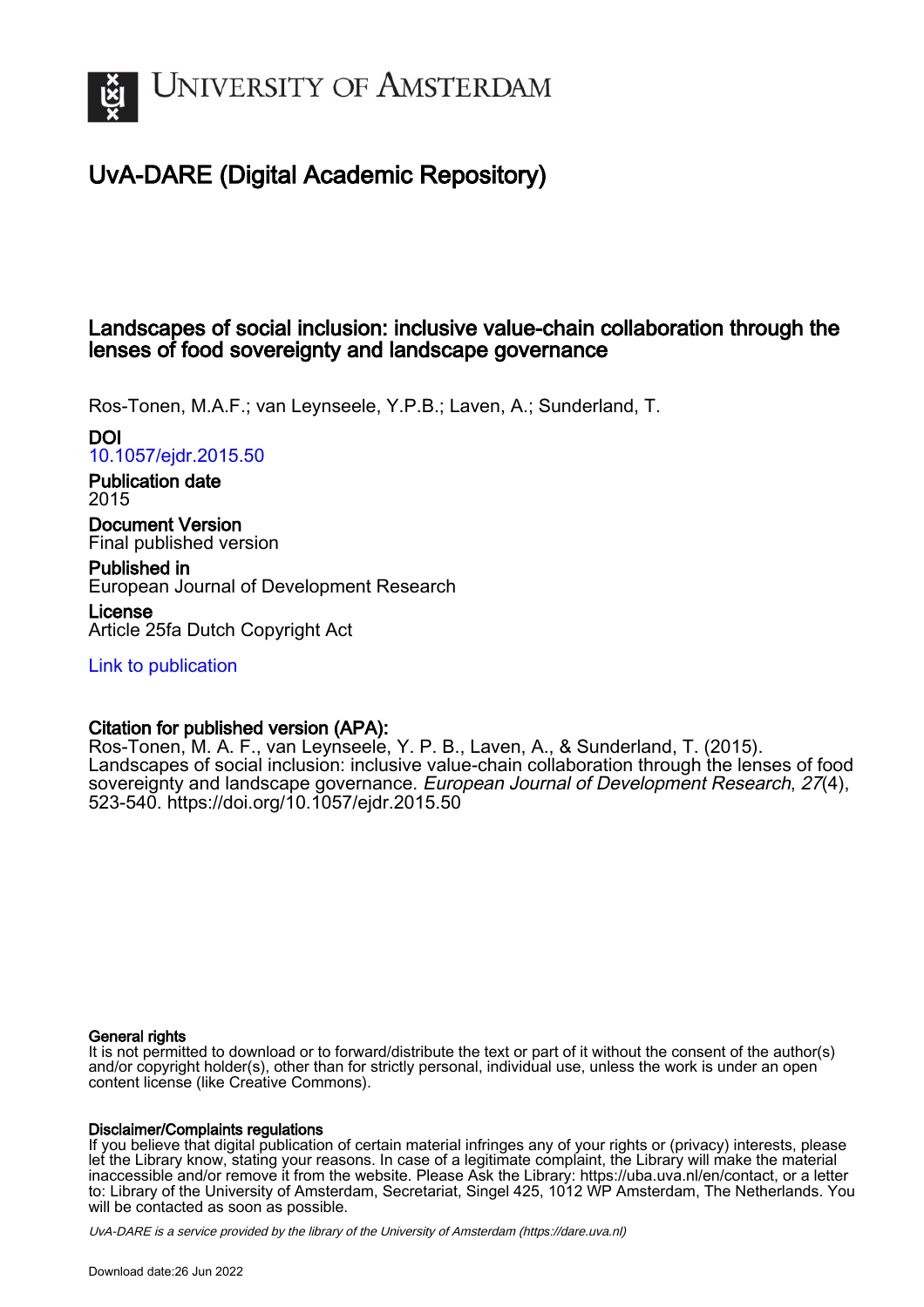# UvA-DARE (Digital Academic Repository)

## Landscapes of social inclusion: inclusive value-chain collaboration through the lenses of food sovereignty and landscape governance

Ros-Tonen, M.A.F.; van Leynseele, Y.P.B.; Laven, A.; Sunderland, T.

**DOI**
10.1057/ejdr.2015.50

**Publication date**
2015

**Document Version**
Final published version

**Published in**
European Journal of Development Research

**License**
Article 25fa Dutch Copyright Act

Link to publication

**Citation for published version (APA):**
Ros-Tonen, M. A. F., van Leynseele, Y. P. B., Laven, A., & Sunderland, T. (2015). Landscapes of social inclusion: inclusive value-chain collaboration through the lenses of food sovereignty and landscape governance. *European Journal of Development Research*, *27*(4), 523-540. https://doi.org/10.1057/ejdr.2015.50

**General rights**
It is not permitted to download or to forward/distribute the text or part of it without the consent of the author(s) and/or copyright holder(s), other than for strictly personal, individual use, unless the work is under an open content license (like Creative Commons).

**Disclaimer/Complaints regulations**
If you believe that digital publication of certain material infringes any of your rights or (privacy) interests, please let the Library know, stating your reasons. In case of a legitimate complaint, the Library will make the material inaccessible and/or remove it from the website. Please Ask the Library: https://uba.uva.nl/en/contact, or a letter to: Library of the University of Amsterdam, Secretariat, Singel 425, 1012 WP Amsterdam, The Netherlands. You will be contacted as soon as possible.

*UvA-DARE is a service provided by the library of the University of Amsterdam (https://dare.uva.nl)*

Download date:26 Jun 2022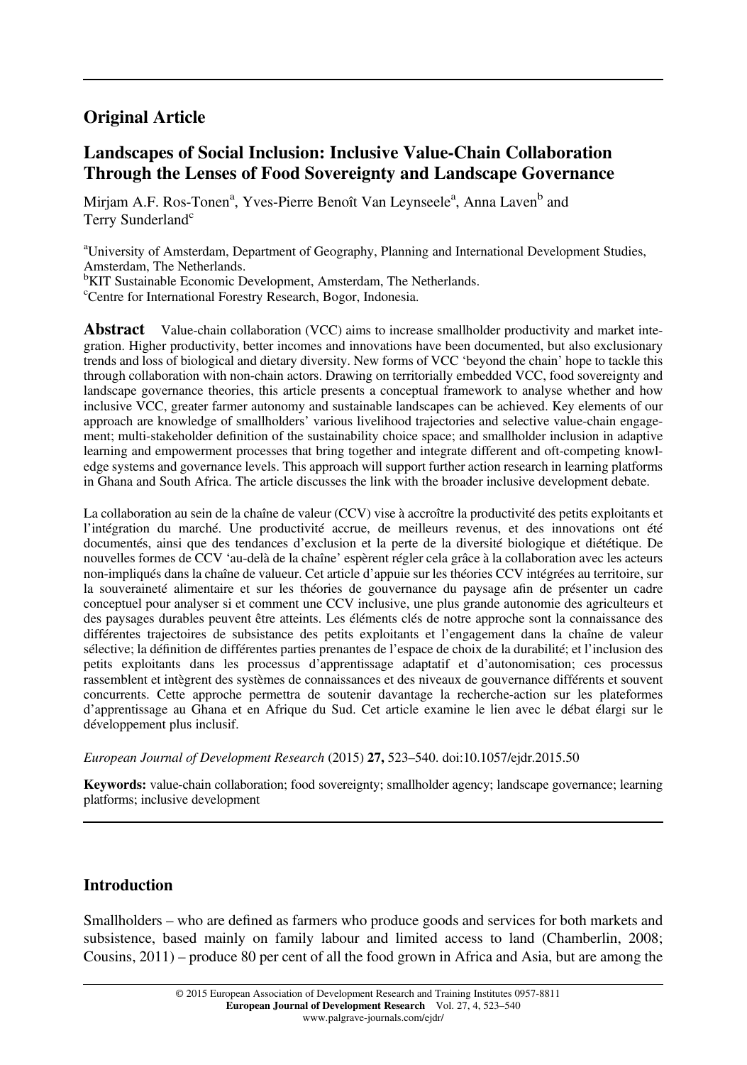## Original Article

# Landscapes of Social Inclusion: Inclusive Value-Chain Collaboration Through the Lenses of Food Sovereignty and Landscape Governance

Mirjam A.F. Ros-Tonen[a], Yves-Pierre Benoît Van Leynseele[a], Anna Laven[b] and Terry Sunderland[c]

[a]University of Amsterdam, Department of Geography, Planning and International Development Studies, Amsterdam, The Netherlands.
[b]KIT Sustainable Economic Development, Amsterdam, The Netherlands.
[c]Centre for International Forestry Research, Bogor, Indonesia.

**Abstract** Value-chain collaboration (VCC) aims to increase smallholder productivity and market integration. Higher productivity, better incomes and innovations have been documented, but also exclusionary trends and loss of biological and dietary diversity. New forms of VCC 'beyond the chain' hope to tackle this through collaboration with non-chain actors. Drawing on territorially embedded VCC, food sovereignty and landscape governance theories, this article presents a conceptual framework to analyse whether and how inclusive VCC, greater farmer autonomy and sustainable landscapes can be achieved. Key elements of our approach are knowledge of smallholders' various livelihood trajectories and selective value-chain engagement; multi-stakeholder definition of the sustainability choice space; and smallholder inclusion in adaptive learning and empowerment processes that bring together and integrate different and oft-competing knowledge systems and governance levels. This approach will support further action research in learning platforms in Ghana and South Africa. The article discusses the link with the broader inclusive development debate.

La collaboration au sein de la chaîne de valeur (CCV) vise à accroître la productivité des petits exploitants et l'intégration du marché. Une productivité accrue, de meilleurs revenus, et des innovations ont été documentés, ainsi que des tendances d'exclusion et la perte de la diversité biologique et diététique. De nouvelles formes de CCV 'au-delà de la chaîne' espèrent régler cela grâce à la collaboration avec les acteurs non-impliqués dans la chaîne de valueur. Cet article d'appuie sur les théories CCV intégrées au territoire, sur la souveraineté alimentaire et sur les théories de gouvernance du paysage afin de présenter un cadre conceptuel pour analyser si et comment une CCV inclusive, une plus grande autonomie des agriculteurs et des paysages durables peuvent être atteints. Les éléments clés de notre approche sont la connaissance des différentes trajectoires de subsistance des petits exploitants et l'engagement dans la chaîne de valeur sélective; la définition de différentes parties prenantes de l'espace de choix de la durabilité; et l'inclusion des petits exploitants dans les processus d'apprentissage adaptatif et d'autonomisation; ces processus rassemblent et intègrent des systèmes de connaissances et des niveaux de gouvernance différents et souvent concurrents. Cette approche permettra de soutenir davantage la recherche-action sur les plateformes d'apprentissage au Ghana et en Afrique du Sud. Cet article examine le lien avec le débat élargi sur le développement plus inclusif.

*European Journal of Development Research* (2015) **27,** 523–540. doi:10.1057/ejdr.2015.50

**Keywords:** value-chain collaboration; food sovereignty; smallholder agency; landscape governance; learning platforms; inclusive development

## Introduction

Smallholders – who are defined as farmers who produce goods and services for both markets and subsistence, based mainly on family labour and limited access to land (Chamberlin, 2008; Cousins, 2011) – produce 80 per cent of all the food grown in Africa and Asia, but are among the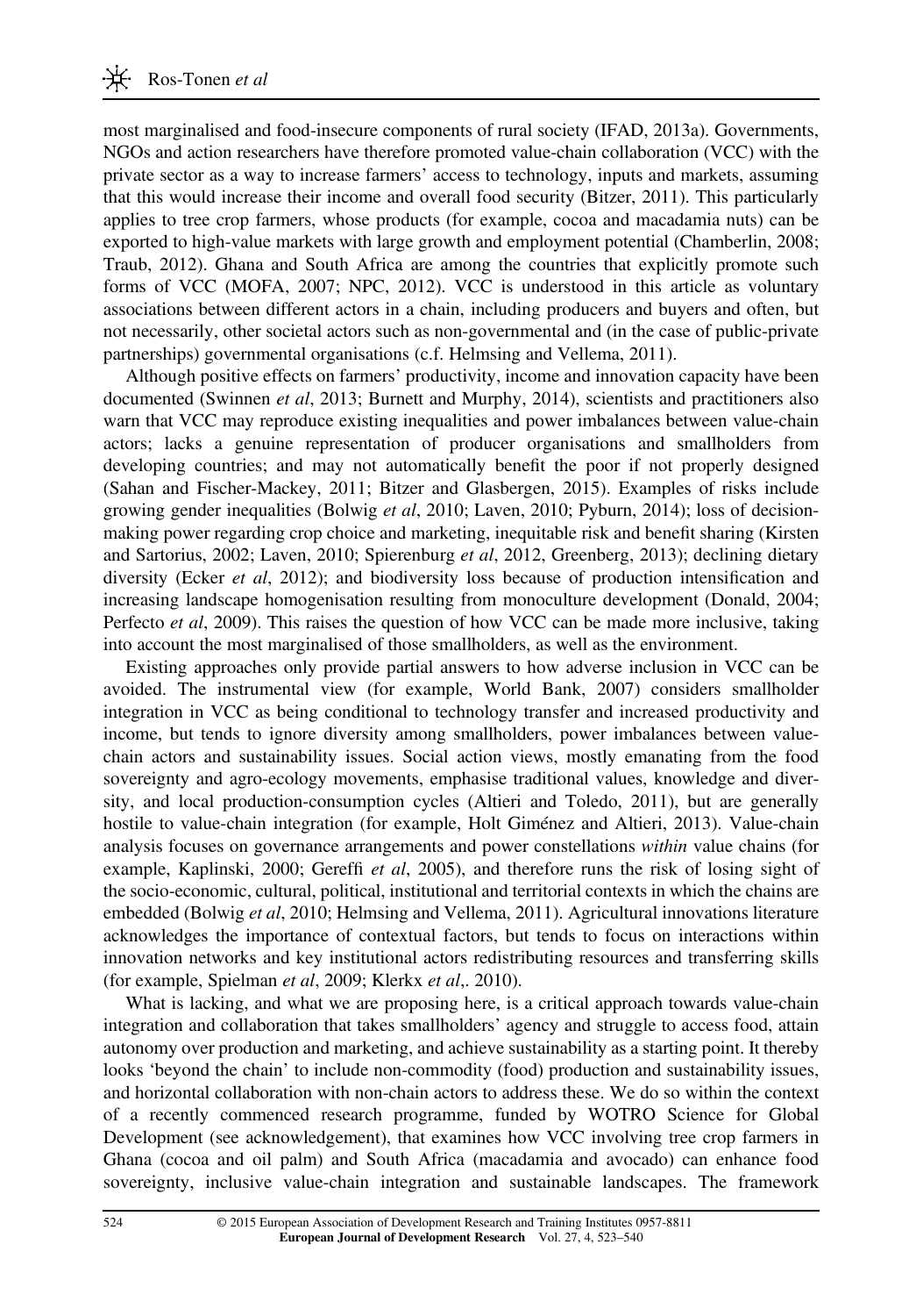most marginalised and food-insecure components of rural society (IFAD, 2013a). Governments, NGOs and action researchers have therefore promoted value-chain collaboration (VCC) with the private sector as a way to increase farmers' access to technology, inputs and markets, assuming that this would increase their income and overall food security (Bitzer, 2011). This particularly applies to tree crop farmers, whose products (for example, cocoa and macadamia nuts) can be exported to high-value markets with large growth and employment potential (Chamberlin, 2008; Traub, 2012). Ghana and South Africa are among the countries that explicitly promote such forms of VCC (MOFA, 2007; NPC, 2012). VCC is understood in this article as voluntary associations between different actors in a chain, including producers and buyers and often, but not necessarily, other societal actors such as non-governmental and (in the case of public-private partnerships) governmental organisations (c.f. Helmsing and Vellema, 2011).

Although positive effects on farmers' productivity, income and innovation capacity have been documented (Swinnen *et al*, 2013; Burnett and Murphy, 2014), scientists and practitioners also warn that VCC may reproduce existing inequalities and power imbalances between value-chain actors; lacks a genuine representation of producer organisations and smallholders from developing countries; and may not automatically benefit the poor if not properly designed (Sahan and Fischer-Mackey, 2011; Bitzer and Glasbergen, 2015). Examples of risks include growing gender inequalities (Bolwig *et al*, 2010; Laven, 2010; Pyburn, 2014); loss of decision-making power regarding crop choice and marketing, inequitable risk and benefit sharing (Kirsten and Sartorius, 2002; Laven, 2010; Spierenburg *et al*, 2012, Greenberg, 2013); declining dietary diversity (Ecker *et al*, 2012); and biodiversity loss because of production intensification and increasing landscape homogenisation resulting from monoculture development (Donald, 2004; Perfecto *et al*, 2009). This raises the question of how VCC can be made more inclusive, taking into account the most marginalised of those smallholders, as well as the environment.

Existing approaches only provide partial answers to how adverse inclusion in VCC can be avoided. The instrumental view (for example, World Bank, 2007) considers smallholder integration in VCC as being conditional to technology transfer and increased productivity and income, but tends to ignore diversity among smallholders, power imbalances between value-chain actors and sustainability issues. Social action views, mostly emanating from the food sovereignty and agro-ecology movements, emphasise traditional values, knowledge and diversity, and local production-consumption cycles (Altieri and Toledo, 2011), but are generally hostile to value-chain integration (for example, Holt Giménez and Altieri, 2013). Value-chain analysis focuses on governance arrangements and power constellations *within* value chains (for example, Kaplinski, 2000; Gereffi *et al*, 2005), and therefore runs the risk of losing sight of the socio-economic, cultural, political, institutional and territorial contexts in which the chains are embedded (Bolwig *et al*, 2010; Helmsing and Vellema, 2011). Agricultural innovations literature acknowledges the importance of contextual factors, but tends to focus on interactions within innovation networks and key institutional actors redistributing resources and transferring skills (for example, Spielman *et al*, 2009; Klerkx *et al*,. 2010).

What is lacking, and what we are proposing here, is a critical approach towards value-chain integration and collaboration that takes smallholders' agency and struggle to access food, attain autonomy over production and marketing, and achieve sustainability as a starting point. It thereby looks 'beyond the chain' to include non-commodity (food) production and sustainability issues, and horizontal collaboration with non-chain actors to address these. We do so within the context of a recently commenced research programme, funded by WOTRO Science for Global Development (see acknowledgement), that examines how VCC involving tree crop farmers in Ghana (cocoa and oil palm) and South Africa (macadamia and avocado) can enhance food sovereignty, inclusive value-chain integration and sustainable landscapes. The framework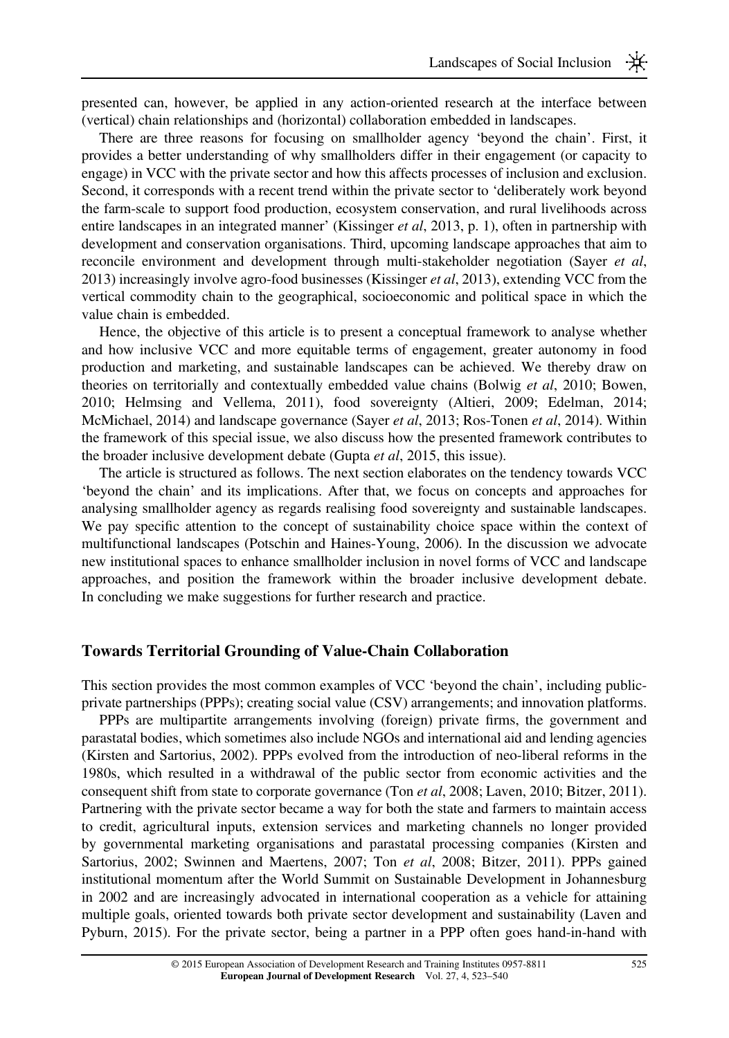presented can, however, be applied in any action-oriented research at the interface between (vertical) chain relationships and (horizontal) collaboration embedded in landscapes.

There are three reasons for focusing on smallholder agency 'beyond the chain'. First, it provides a better understanding of why smallholders differ in their engagement (or capacity to engage) in VCC with the private sector and how this affects processes of inclusion and exclusion. Second, it corresponds with a recent trend within the private sector to 'deliberately work beyond the farm-scale to support food production, ecosystem conservation, and rural livelihoods across entire landscapes in an integrated manner' (Kissinger *et al*, 2013, p. 1), often in partnership with development and conservation organisations. Third, upcoming landscape approaches that aim to reconcile environment and development through multi-stakeholder negotiation (Sayer *et al*, 2013) increasingly involve agro-food businesses (Kissinger *et al*, 2013), extending VCC from the vertical commodity chain to the geographical, socioeconomic and political space in which the value chain is embedded.

Hence, the objective of this article is to present a conceptual framework to analyse whether and how inclusive VCC and more equitable terms of engagement, greater autonomy in food production and marketing, and sustainable landscapes can be achieved. We thereby draw on theories on territorially and contextually embedded value chains (Bolwig *et al*, 2010; Bowen, 2010; Helmsing and Vellema, 2011), food sovereignty (Altieri, 2009; Edelman, 2014; McMichael, 2014) and landscape governance (Sayer *et al*, 2013; Ros-Tonen *et al*, 2014). Within the framework of this special issue, we also discuss how the presented framework contributes to the broader inclusive development debate (Gupta *et al*, 2015, this issue).

The article is structured as follows. The next section elaborates on the tendency towards VCC 'beyond the chain' and its implications. After that, we focus on concepts and approaches for analysing smallholder agency as regards realising food sovereignty and sustainable landscapes. We pay specific attention to the concept of sustainability choice space within the context of multifunctional landscapes (Potschin and Haines-Young, 2006). In the discussion we advocate new institutional spaces to enhance smallholder inclusion in novel forms of VCC and landscape approaches, and position the framework within the broader inclusive development debate. In concluding we make suggestions for further research and practice.

## Towards Territorial Grounding of Value-Chain Collaboration

This section provides the most common examples of VCC 'beyond the chain', including public-private partnerships (PPPs); creating social value (CSV) arrangements; and innovation platforms.

PPPs are multipartite arrangements involving (foreign) private firms, the government and parastatal bodies, which sometimes also include NGOs and international aid and lending agencies (Kirsten and Sartorius, 2002). PPPs evolved from the introduction of neo-liberal reforms in the 1980s, which resulted in a withdrawal of the public sector from economic activities and the consequent shift from state to corporate governance (Ton *et al*, 2008; Laven, 2010; Bitzer, 2011). Partnering with the private sector became a way for both the state and farmers to maintain access to credit, agricultural inputs, extension services and marketing channels no longer provided by governmental marketing organisations and parastatal processing companies (Kirsten and Sartorius, 2002; Swinnen and Maertens, 2007; Ton *et al*, 2008; Bitzer, 2011). PPPs gained institutional momentum after the World Summit on Sustainable Development in Johannesburg in 2002 and are increasingly advocated in international cooperation as a vehicle for attaining multiple goals, oriented towards both private sector development and sustainability (Laven and Pyburn, 2015). For the private sector, being a partner in a PPP often goes hand-in-hand with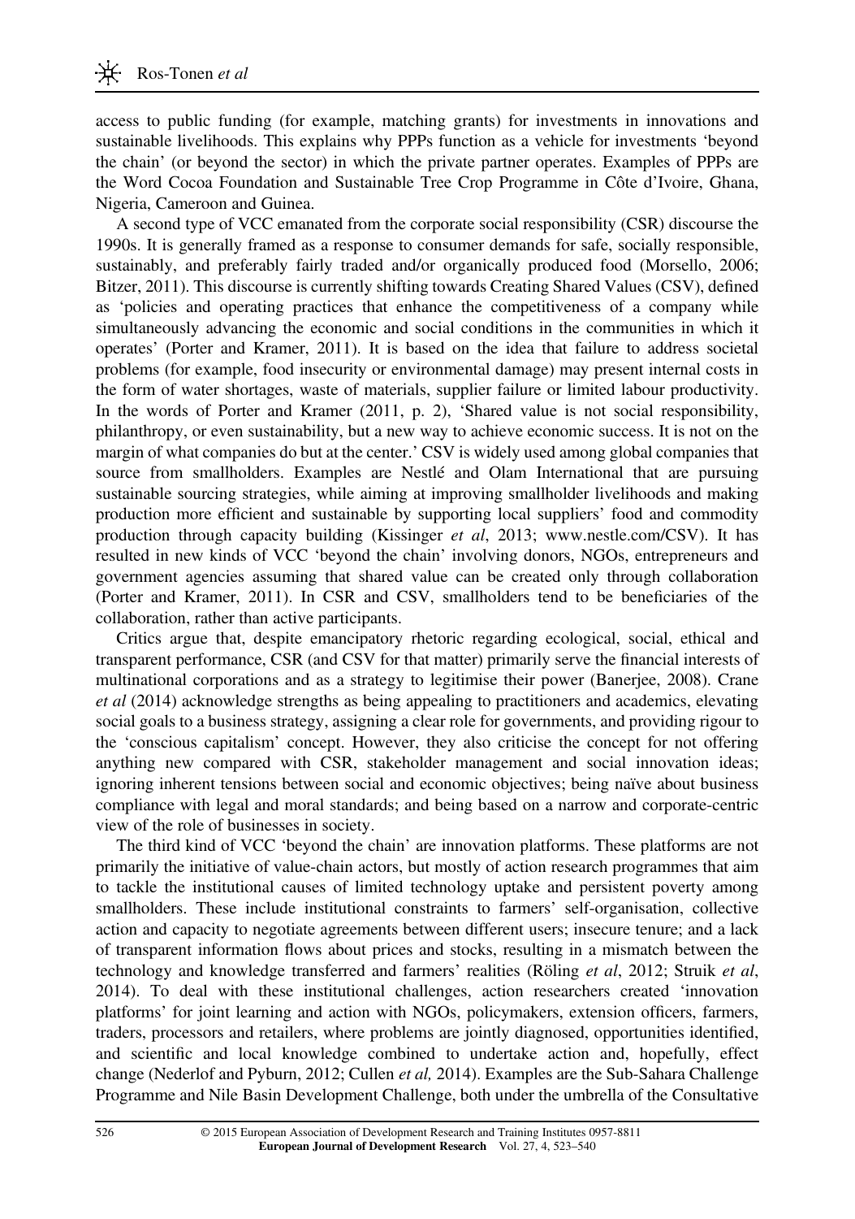access to public funding (for example, matching grants) for investments in innovations and sustainable livelihoods. This explains why PPPs function as a vehicle for investments 'beyond the chain' (or beyond the sector) in which the private partner operates. Examples of PPPs are the Word Cocoa Foundation and Sustainable Tree Crop Programme in Côte d'Ivoire, Ghana, Nigeria, Cameroon and Guinea.

A second type of VCC emanated from the corporate social responsibility (CSR) discourse the 1990s. It is generally framed as a response to consumer demands for safe, socially responsible, sustainably, and preferably fairly traded and/or organically produced food (Morsello, 2006; Bitzer, 2011). This discourse is currently shifting towards Creating Shared Values (CSV), defined as 'policies and operating practices that enhance the competitiveness of a company while simultaneously advancing the economic and social conditions in the communities in which it operates' (Porter and Kramer, 2011). It is based on the idea that failure to address societal problems (for example, food insecurity or environmental damage) may present internal costs in the form of water shortages, waste of materials, supplier failure or limited labour productivity. In the words of Porter and Kramer (2011, p. 2), 'Shared value is not social responsibility, philanthropy, or even sustainability, but a new way to achieve economic success. It is not on the margin of what companies do but at the center.' CSV is widely used among global companies that source from smallholders. Examples are Nestlé and Olam International that are pursuing sustainable sourcing strategies, while aiming at improving smallholder livelihoods and making production more efficient and sustainable by supporting local suppliers' food and commodity production through capacity building (Kissinger *et al*, 2013; www.nestle.com/CSV). It has resulted in new kinds of VCC 'beyond the chain' involving donors, NGOs, entrepreneurs and government agencies assuming that shared value can be created only through collaboration (Porter and Kramer, 2011). In CSR and CSV, smallholders tend to be beneficiaries of the collaboration, rather than active participants.

Critics argue that, despite emancipatory rhetoric regarding ecological, social, ethical and transparent performance, CSR (and CSV for that matter) primarily serve the financial interests of multinational corporations and as a strategy to legitimise their power (Banerjee, 2008). Crane *et al* (2014) acknowledge strengths as being appealing to practitioners and academics, elevating social goals to a business strategy, assigning a clear role for governments, and providing rigour to the 'conscious capitalism' concept. However, they also criticise the concept for not offering anything new compared with CSR, stakeholder management and social innovation ideas; ignoring inherent tensions between social and economic objectives; being naïve about business compliance with legal and moral standards; and being based on a narrow and corporate-centric view of the role of businesses in society.

The third kind of VCC 'beyond the chain' are innovation platforms. These platforms are not primarily the initiative of value-chain actors, but mostly of action research programmes that aim to tackle the institutional causes of limited technology uptake and persistent poverty among smallholders. These include institutional constraints to farmers' self-organisation, collective action and capacity to negotiate agreements between different users; insecure tenure; and a lack of transparent information flows about prices and stocks, resulting in a mismatch between the technology and knowledge transferred and farmers' realities (Röling *et al*, 2012; Struik *et al*, 2014). To deal with these institutional challenges, action researchers created 'innovation platforms' for joint learning and action with NGOs, policymakers, extension officers, farmers, traders, processors and retailers, where problems are jointly diagnosed, opportunities identified, and scientific and local knowledge combined to undertake action and, hopefully, effect change (Nederlof and Pyburn, 2012; Cullen *et al,* 2014). Examples are the Sub-Sahara Challenge Programme and Nile Basin Development Challenge, both under the umbrella of the Consultative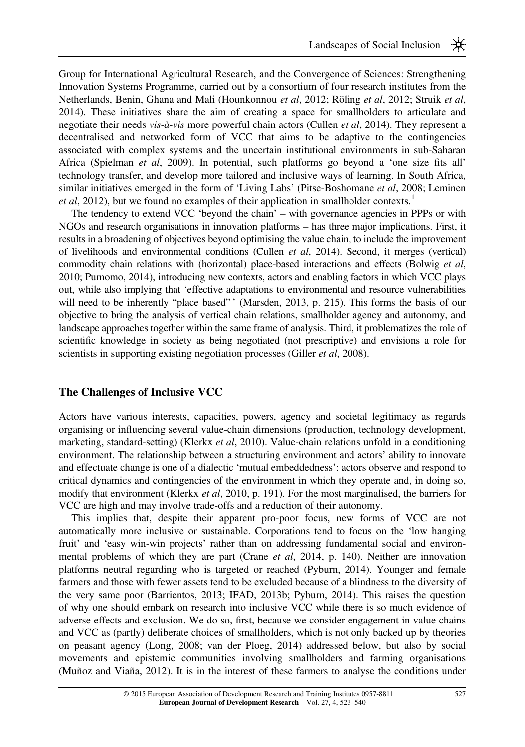Group for International Agricultural Research, and the Convergence of Sciences: Strengthening Innovation Systems Programme, carried out by a consortium of four research institutes from the Netherlands, Benin, Ghana and Mali (Hounkonnou *et al*, 2012; Röling *et al*, 2012; Struik *et al*, 2014). These initiatives share the aim of creating a space for smallholders to articulate and negotiate their needs *vis-à-vis* more powerful chain actors (Cullen *et al*, 2014). They represent a decentralised and networked form of VCC that aims to be adaptive to the contingencies associated with complex systems and the uncertain institutional environments in sub-Saharan Africa (Spielman *et al*, 2009). In potential, such platforms go beyond a 'one size fits all' technology transfer, and develop more tailored and inclusive ways of learning. In South Africa, similar initiatives emerged in the form of 'Living Labs' (Pitse-Boshomane *et al*, 2008; Leminen *et al*, 2012), but we found no examples of their application in smallholder contexts.[1]

The tendency to extend VCC 'beyond the chain' – with governance agencies in PPPs or with NGOs and research organisations in innovation platforms – has three major implications. First, it results in a broadening of objectives beyond optimising the value chain, to include the improvement of livelihoods and environmental conditions (Cullen *et al*, 2014). Second, it merges (vertical) commodity chain relations with (horizontal) place-based interactions and effects (Bolwig *et al*, 2010; Purnomo, 2014), introducing new contexts, actors and enabling factors in which VCC plays out, while also implying that 'effective adaptations to environmental and resource vulnerabilities will need to be inherently "place based"' (Marsden, 2013, p. 215). This forms the basis of our objective to bring the analysis of vertical chain relations, smallholder agency and autonomy, and landscape approaches together within the same frame of analysis. Third, it problematizes the role of scientific knowledge in society as being negotiated (not prescriptive) and envisions a role for scientists in supporting existing negotiation processes (Giller *et al*, 2008).

## The Challenges of Inclusive VCC

Actors have various interests, capacities, powers, agency and societal legitimacy as regards organising or influencing several value-chain dimensions (production, technology development, marketing, standard-setting) (Klerkx *et al*, 2010). Value-chain relations unfold in a conditioning environment. The relationship between a structuring environment and actors' ability to innovate and effectuate change is one of a dialectic 'mutual embeddedness': actors observe and respond to critical dynamics and contingencies of the environment in which they operate and, in doing so, modify that environment (Klerkx *et al*, 2010, p. 191). For the most marginalised, the barriers for VCC are high and may involve trade-offs and a reduction of their autonomy.

This implies that, despite their apparent pro-poor focus, new forms of VCC are not automatically more inclusive or sustainable. Corporations tend to focus on the 'low hanging fruit' and 'easy win-win projects' rather than on addressing fundamental social and environmental problems of which they are part (Crane *et al*, 2014, p. 140). Neither are innovation platforms neutral regarding who is targeted or reached (Pyburn, 2014). Younger and female farmers and those with fewer assets tend to be excluded because of a blindness to the diversity of the very same poor (Barrientos, 2013; IFAD, 2013b; Pyburn, 2014). This raises the question of why one should embark on research into inclusive VCC while there is so much evidence of adverse effects and exclusion. We do so, first, because we consider engagement in value chains and VCC as (partly) deliberate choices of smallholders, which is not only backed up by theories on peasant agency (Long, 2008; van der Ploeg, 2014) addressed below, but also by social movements and epistemic communities involving smallholders and farming organisations (Muñoz and Viaña, 2012). It is in the interest of these farmers to analyse the conditions under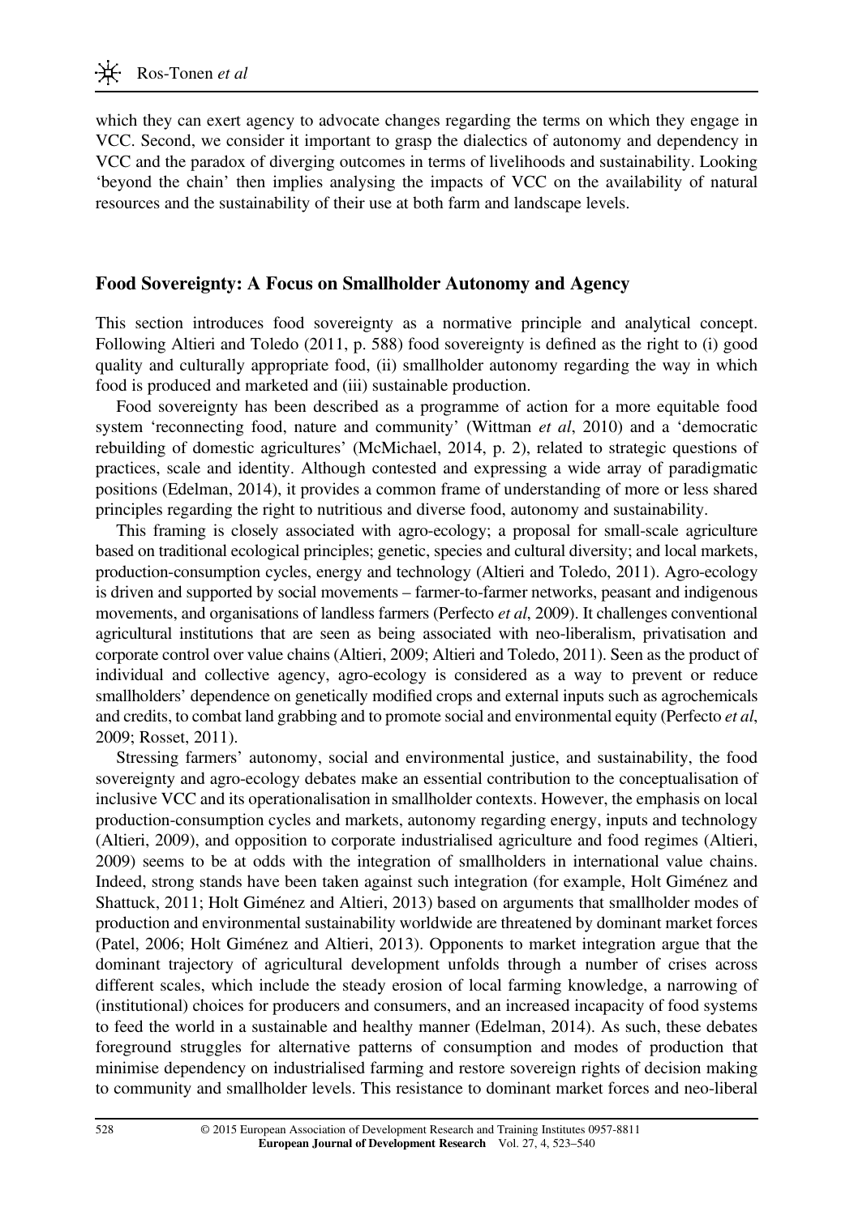which they can exert agency to advocate changes regarding the terms on which they engage in VCC. Second, we consider it important to grasp the dialectics of autonomy and dependency in VCC and the paradox of diverging outcomes in terms of livelihoods and sustainability. Looking 'beyond the chain' then implies analysing the impacts of VCC on the availability of natural resources and the sustainability of their use at both farm and landscape levels.

## Food Sovereignty: A Focus on Smallholder Autonomy and Agency

This section introduces food sovereignty as a normative principle and analytical concept. Following Altieri and Toledo (2011, p. 588) food sovereignty is defined as the right to (i) good quality and culturally appropriate food, (ii) smallholder autonomy regarding the way in which food is produced and marketed and (iii) sustainable production.

Food sovereignty has been described as a programme of action for a more equitable food system 'reconnecting food, nature and community' (Wittman *et al*, 2010) and a 'democratic rebuilding of domestic agricultures' (McMichael, 2014, p. 2), related to strategic questions of practices, scale and identity. Although contested and expressing a wide array of paradigmatic positions (Edelman, 2014), it provides a common frame of understanding of more or less shared principles regarding the right to nutritious and diverse food, autonomy and sustainability.

This framing is closely associated with agro-ecology; a proposal for small-scale agriculture based on traditional ecological principles; genetic, species and cultural diversity; and local markets, production-consumption cycles, energy and technology (Altieri and Toledo, 2011). Agro-ecology is driven and supported by social movements – farmer-to-farmer networks, peasant and indigenous movements, and organisations of landless farmers (Perfecto *et al*, 2009). It challenges conventional agricultural institutions that are seen as being associated with neo-liberalism, privatisation and corporate control over value chains (Altieri, 2009; Altieri and Toledo, 2011). Seen as the product of individual and collective agency, agro-ecology is considered as a way to prevent or reduce smallholders' dependence on genetically modified crops and external inputs such as agrochemicals and credits, to combat land grabbing and to promote social and environmental equity (Perfecto *et al*, 2009; Rosset, 2011).

Stressing farmers' autonomy, social and environmental justice, and sustainability, the food sovereignty and agro-ecology debates make an essential contribution to the conceptualisation of inclusive VCC and its operationalisation in smallholder contexts. However, the emphasis on local production-consumption cycles and markets, autonomy regarding energy, inputs and technology (Altieri, 2009), and opposition to corporate industrialised agriculture and food regimes (Altieri, 2009) seems to be at odds with the integration of smallholders in international value chains. Indeed, strong stands have been taken against such integration (for example, Holt Giménez and Shattuck, 2011; Holt Giménez and Altieri, 2013) based on arguments that smallholder modes of production and environmental sustainability worldwide are threatened by dominant market forces (Patel, 2006; Holt Giménez and Altieri, 2013). Opponents to market integration argue that the dominant trajectory of agricultural development unfolds through a number of crises across different scales, which include the steady erosion of local farming knowledge, a narrowing of (institutional) choices for producers and consumers, and an increased incapacity of food systems to feed the world in a sustainable and healthy manner (Edelman, 2014). As such, these debates foreground struggles for alternative patterns of consumption and modes of production that minimise dependency on industrialised farming and restore sovereign rights of decision making to community and smallholder levels. This resistance to dominant market forces and neo-liberal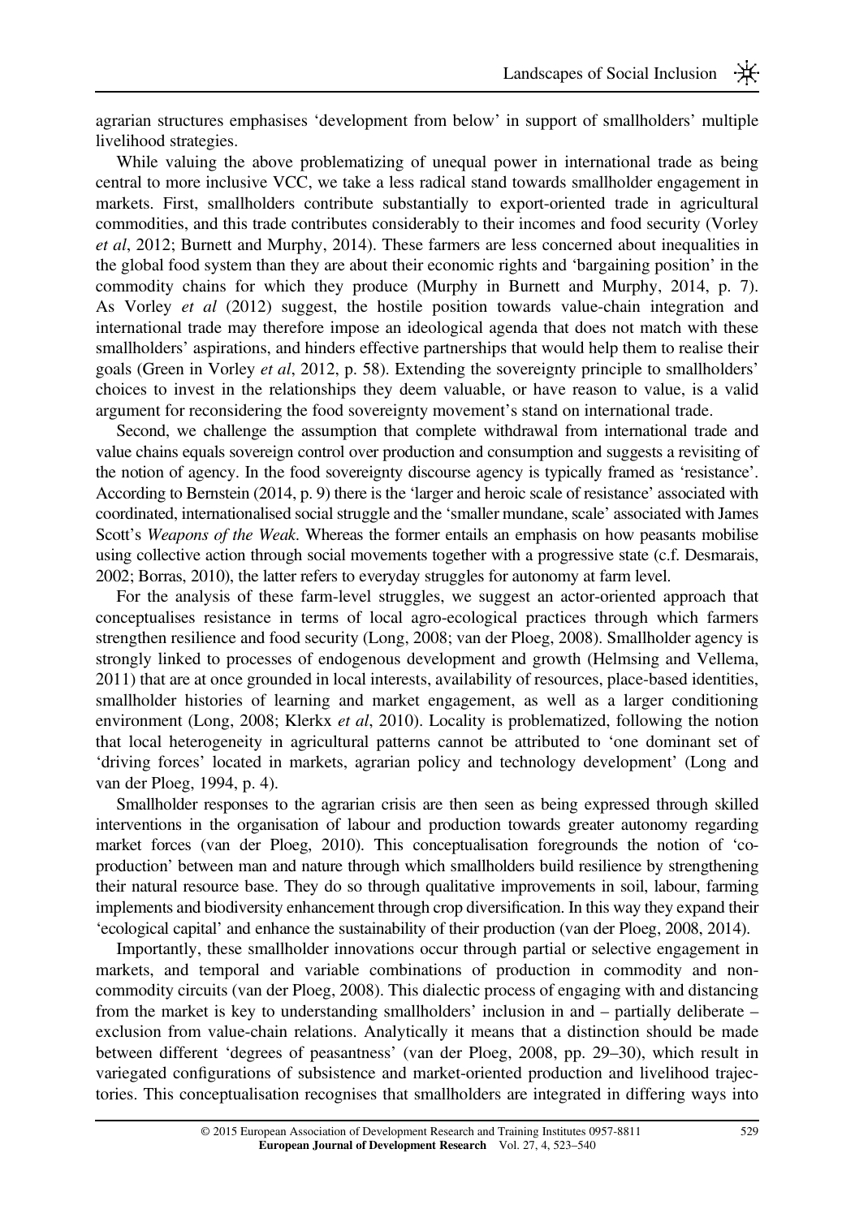agrarian structures emphasises 'development from below' in support of smallholders' multiple livelihood strategies.

While valuing the above problematizing of unequal power in international trade as being central to more inclusive VCC, we take a less radical stand towards smallholder engagement in markets. First, smallholders contribute substantially to export-oriented trade in agricultural commodities, and this trade contributes considerably to their incomes and food security (Vorley *et al*, 2012; Burnett and Murphy, 2014). These farmers are less concerned about inequalities in the global food system than they are about their economic rights and 'bargaining position' in the commodity chains for which they produce (Murphy in Burnett and Murphy, 2014, p. 7). As Vorley *et al* (2012) suggest, the hostile position towards value-chain integration and international trade may therefore impose an ideological agenda that does not match with these smallholders' aspirations, and hinders effective partnerships that would help them to realise their goals (Green in Vorley *et al*, 2012, p. 58). Extending the sovereignty principle to smallholders' choices to invest in the relationships they deem valuable, or have reason to value, is a valid argument for reconsidering the food sovereignty movement's stand on international trade.

Second, we challenge the assumption that complete withdrawal from international trade and value chains equals sovereign control over production and consumption and suggests a revisiting of the notion of agency. In the food sovereignty discourse agency is typically framed as 'resistance'. According to Bernstein (2014, p. 9) there is the 'larger and heroic scale of resistance' associated with coordinated, internationalised social struggle and the 'smaller mundane, scale' associated with James Scott's *Weapons of the Weak*. Whereas the former entails an emphasis on how peasants mobilise using collective action through social movements together with a progressive state (c.f. Desmarais, 2002; Borras, 2010), the latter refers to everyday struggles for autonomy at farm level.

For the analysis of these farm-level struggles, we suggest an actor-oriented approach that conceptualises resistance in terms of local agro-ecological practices through which farmers strengthen resilience and food security (Long, 2008; van der Ploeg, 2008). Smallholder agency is strongly linked to processes of endogenous development and growth (Helmsing and Vellema, 2011) that are at once grounded in local interests, availability of resources, place-based identities, smallholder histories of learning and market engagement, as well as a larger conditioning environment (Long, 2008; Klerkx *et al*, 2010). Locality is problematized, following the notion that local heterogeneity in agricultural patterns cannot be attributed to 'one dominant set of 'driving forces' located in markets, agrarian policy and technology development' (Long and van der Ploeg, 1994, p. 4).

Smallholder responses to the agrarian crisis are then seen as being expressed through skilled interventions in the organisation of labour and production towards greater autonomy regarding market forces (van der Ploeg, 2010). This conceptualisation foregrounds the notion of 'co-production' between man and nature through which smallholders build resilience by strengthening their natural resource base. They do so through qualitative improvements in soil, labour, farming implements and biodiversity enhancement through crop diversification. In this way they expand their 'ecological capital' and enhance the sustainability of their production (van der Ploeg, 2008, 2014).

Importantly, these smallholder innovations occur through partial or selective engagement in markets, and temporal and variable combinations of production in commodity and non-commodity circuits (van der Ploeg, 2008). This dialectic process of engaging with and distancing from the market is key to understanding smallholders' inclusion in and – partially deliberate – exclusion from value-chain relations. Analytically it means that a distinction should be made between different 'degrees of peasantness' (van der Ploeg, 2008, pp. 29–30), which result in variegated configurations of subsistence and market-oriented production and livelihood trajectories. This conceptualisation recognises that smallholders are integrated in differing ways into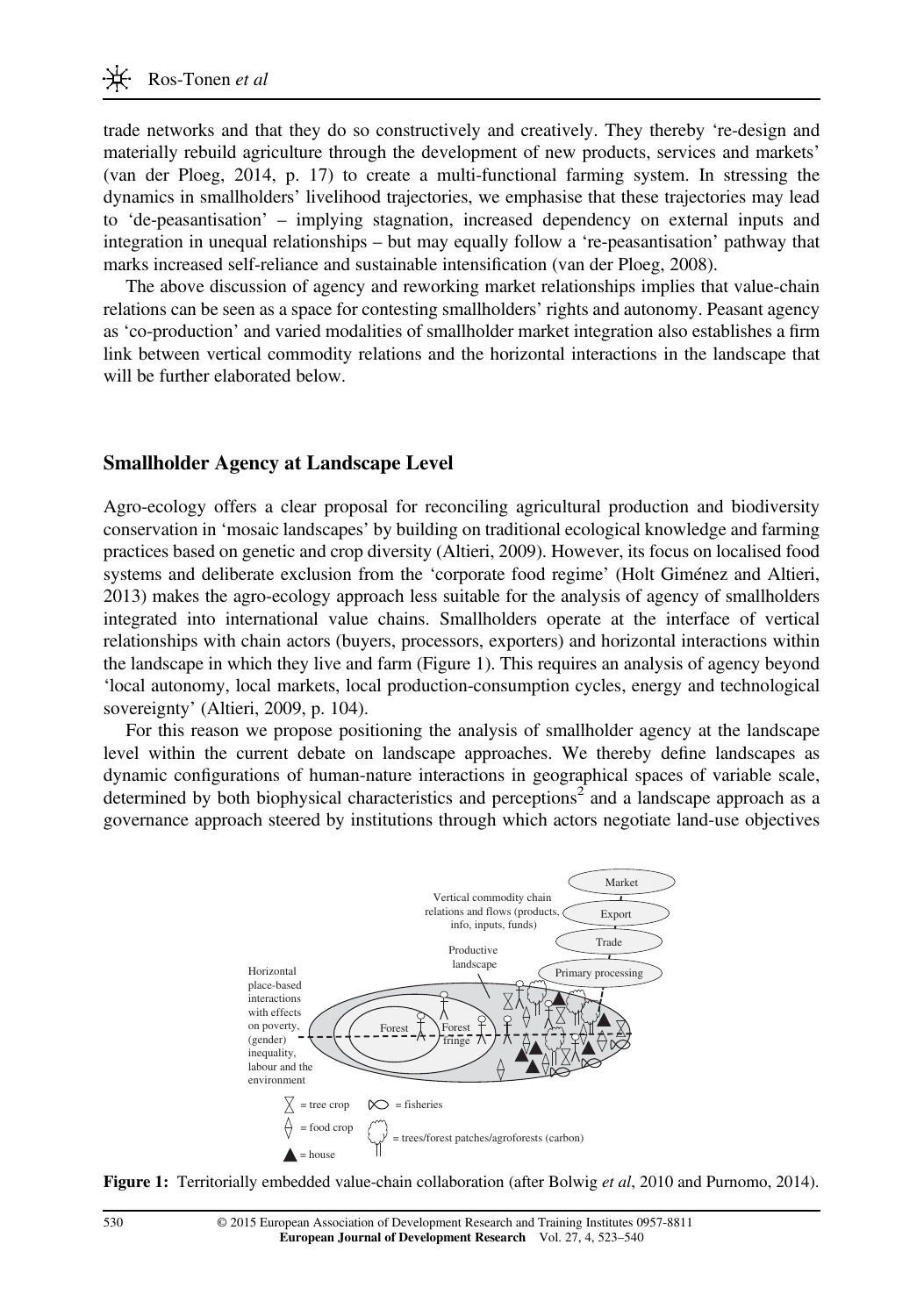trade networks and that they do so constructively and creatively. They thereby 're-design and materially rebuild agriculture through the development of new products, services and markets' (van der Ploeg, 2014, p. 17) to create a multi-functional farming system. In stressing the dynamics in smallholders' livelihood trajectories, we emphasise that these trajectories may lead to 'de-peasantisation' – implying stagnation, increased dependency on external inputs and integration in unequal relationships – but may equally follow a 're-peasantisation' pathway that marks increased self-reliance and sustainable intensification (van der Ploeg, 2008).

The above discussion of agency and reworking market relationships implies that value-chain relations can be seen as a space for contesting smallholders' rights and autonomy. Peasant agency as 'co-production' and varied modalities of smallholder market integration also establishes a firm link between vertical commodity relations and the horizontal interactions in the landscape that will be further elaborated below.

## Smallholder Agency at Landscape Level

Agro-ecology offers a clear proposal for reconciling agricultural production and biodiversity conservation in 'mosaic landscapes' by building on traditional ecological knowledge and farming practices based on genetic and crop diversity (Altieri, 2009). However, its focus on localised food systems and deliberate exclusion from the 'corporate food regime' (Holt Giménez and Altieri, 2013) makes the agro-ecology approach less suitable for the analysis of agency of smallholders integrated into international value chains. Smallholders operate at the interface of vertical relationships with chain actors (buyers, processors, exporters) and horizontal interactions within the landscape in which they live and farm (Figure 1). This requires an analysis of agency beyond 'local autonomy, local markets, local production-consumption cycles, energy and technological sovereignty' (Altieri, 2009, p. 104).

For this reason we propose positioning the analysis of smallholder agency at the landscape level within the current debate on landscape approaches. We thereby define landscapes as dynamic configurations of human-nature interactions in geographical spaces of variable scale, determined by both biophysical characteristics and perceptions[2] and a landscape approach as a governance approach steered by institutions through which actors negotiate land-use objectives

**Figure 1:** Territorially embedded value-chain collaboration (after Bolwig *et al*, 2010 and Purnomo, 2014).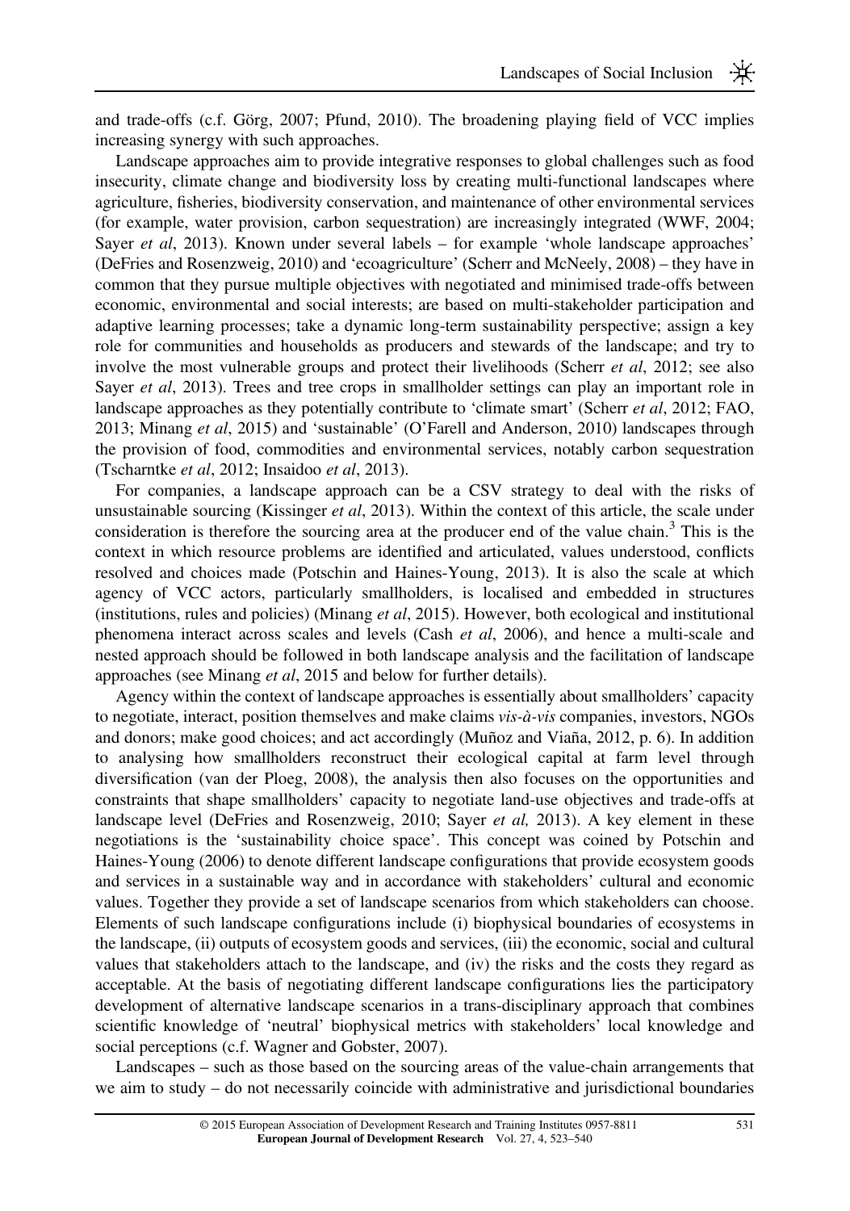and trade-offs (c.f. Görg, 2007; Pfund, 2010). The broadening playing field of VCC implies increasing synergy with such approaches.

Landscape approaches aim to provide integrative responses to global challenges such as food insecurity, climate change and biodiversity loss by creating multi-functional landscapes where agriculture, fisheries, biodiversity conservation, and maintenance of other environmental services (for example, water provision, carbon sequestration) are increasingly integrated (WWF, 2004; Sayer *et al*, 2013). Known under several labels – for example 'whole landscape approaches' (DeFries and Rosenzweig, 2010) and 'ecoagriculture' (Scherr and McNeely, 2008) – they have in common that they pursue multiple objectives with negotiated and minimised trade-offs between economic, environmental and social interests; are based on multi-stakeholder participation and adaptive learning processes; take a dynamic long-term sustainability perspective; assign a key role for communities and households as producers and stewards of the landscape; and try to involve the most vulnerable groups and protect their livelihoods (Scherr *et al*, 2012; see also Sayer *et al*, 2013). Trees and tree crops in smallholder settings can play an important role in landscape approaches as they potentially contribute to 'climate smart' (Scherr *et al*, 2012; FAO, 2013; Minang *et al*, 2015) and 'sustainable' (O'Farell and Anderson, 2010) landscapes through the provision of food, commodities and environmental services, notably carbon sequestration (Tscharntke *et al*, 2012; Insaidoo *et al*, 2013).

For companies, a landscape approach can be a CSV strategy to deal with the risks of unsustainable sourcing (Kissinger *et al*, 2013). Within the context of this article, the scale under consideration is therefore the sourcing area at the producer end of the value chain.[3] This is the context in which resource problems are identified and articulated, values understood, conflicts resolved and choices made (Potschin and Haines-Young, 2013). It is also the scale at which agency of VCC actors, particularly smallholders, is localised and embedded in structures (institutions, rules and policies) (Minang *et al*, 2015). However, both ecological and institutional phenomena interact across scales and levels (Cash *et al*, 2006), and hence a multi-scale and nested approach should be followed in both landscape analysis and the facilitation of landscape approaches (see Minang *et al*, 2015 and below for further details).

Agency within the context of landscape approaches is essentially about smallholders' capacity to negotiate, interact, position themselves and make claims *vis-à-vis* companies, investors, NGOs and donors; make good choices; and act accordingly (Muñoz and Viaña, 2012, p. 6). In addition to analysing how smallholders reconstruct their ecological capital at farm level through diversification (van der Ploeg, 2008), the analysis then also focuses on the opportunities and constraints that shape smallholders' capacity to negotiate land-use objectives and trade-offs at landscape level (DeFries and Rosenzweig, 2010; Sayer *et al,* 2013). A key element in these negotiations is the 'sustainability choice space'. This concept was coined by Potschin and Haines-Young (2006) to denote different landscape configurations that provide ecosystem goods and services in a sustainable way and in accordance with stakeholders' cultural and economic values. Together they provide a set of landscape scenarios from which stakeholders can choose. Elements of such landscape configurations include (i) biophysical boundaries of ecosystems in the landscape, (ii) outputs of ecosystem goods and services, (iii) the economic, social and cultural values that stakeholders attach to the landscape, and (iv) the risks and the costs they regard as acceptable. At the basis of negotiating different landscape configurations lies the participatory development of alternative landscape scenarios in a trans-disciplinary approach that combines scientific knowledge of 'neutral' biophysical metrics with stakeholders' local knowledge and social perceptions (c.f. Wagner and Gobster, 2007).

Landscapes – such as those based on the sourcing areas of the value-chain arrangements that we aim to study – do not necessarily coincide with administrative and jurisdictional boundaries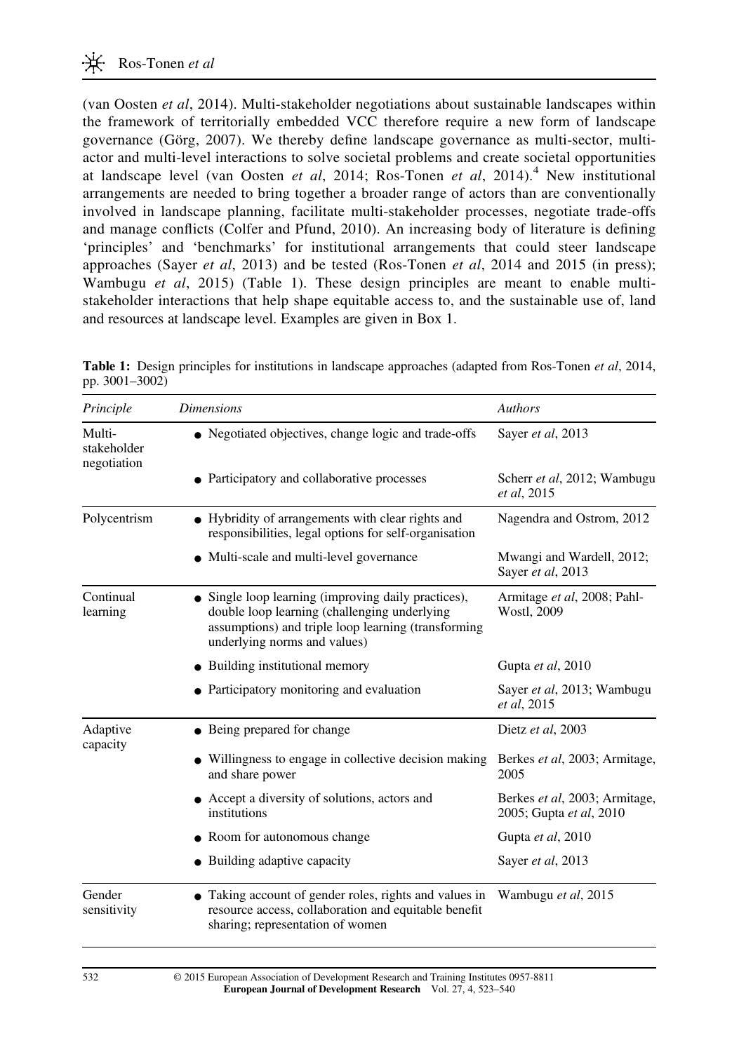(van Oosten *et al*, 2014). Multi-stakeholder negotiations about sustainable landscapes within the framework of territorially embedded VCC therefore require a new form of landscape governance (Görg, 2007). We thereby define landscape governance as multi-sector, multi-actor and multi-level interactions to solve societal problems and create societal opportunities at landscape level (van Oosten *et al*, 2014; Ros-Tonen *et al*, 2014).[4] New institutional arrangements are needed to bring together a broader range of actors than are conventionally involved in landscape planning, facilitate multi-stakeholder processes, negotiate trade-offs and manage conflicts (Colfer and Pfund, 2010). An increasing body of literature is defining 'principles' and 'benchmarks' for institutional arrangements that could steer landscape approaches (Sayer *et al*, 2013) and be tested (Ros-Tonen *et al*, 2014 and 2015 (in press); Wambugu *et al*, 2015) (Table 1). These design principles are meant to enable multi-stakeholder interactions that help shape equitable access to, and the sustainable use of, land and resources at landscape level. Examples are given in Box 1.

**Table 1:** Design principles for institutions in landscape approaches (adapted from Ros-Tonen *et al*, 2014, pp. 3001–3002)

| *Principle* | *Dimensions* | *Authors* |
|---|---|---|
| Multi-stakeholder negotiation | • Negotiated objectives, change logic and trade-offs | Sayer *et al*, 2013 |
| | • Participatory and collaborative processes | Scherr *et al*, 2012; Wambugu *et al*, 2015 |
| Polycentrism | • Hybridity of arrangements with clear rights and responsibilities, legal options for self-organisation | Nagendra and Ostrom, 2012 |
| | • Multi-scale and multi-level governance | Mwangi and Wardell, 2012; Sayer *et al*, 2013 |
| Continual learning | • Single loop learning (improving daily practices), double loop learning (challenging underlying assumptions) and triple loop learning (transforming underlying norms and values) | Armitage *et al*, 2008; Pahl-Wostl, 2009 |
| | • Building institutional memory | Gupta *et al*, 2010 |
| | • Participatory monitoring and evaluation | Sayer *et al*, 2013; Wambugu *et al*, 2015 |
| Adaptive capacity | • Being prepared for change | Dietz *et al*, 2003 |
| | • Willingness to engage in collective decision making and share power | Berkes *et al*, 2003; Armitage, 2005 |
| | • Accept a diversity of solutions, actors and institutions | Berkes *et al*, 2003; Armitage, 2005; Gupta *et al*, 2010 |
| | • Room for autonomous change | Gupta *et al*, 2010 |
| | • Building adaptive capacity | Sayer *et al*, 2013 |
| Gender sensitivity | • Taking account of gender roles, rights and values in resource access, collaboration and equitable benefit sharing; representation of women | Wambugu *et al*, 2015 |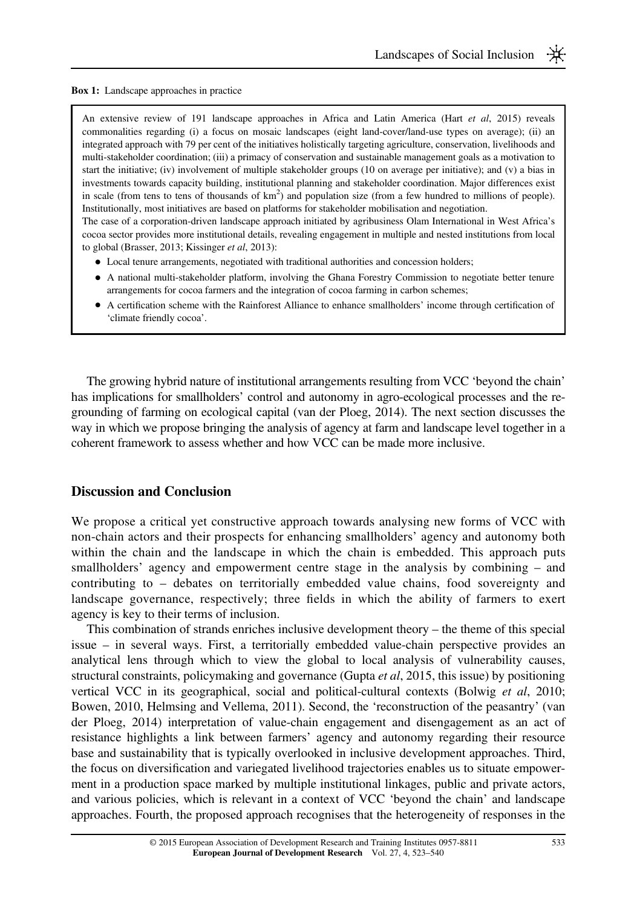**Box 1:** Landscape approaches in practice

An extensive review of 191 landscape approaches in Africa and Latin America (Hart *et al*, 2015) reveals commonalities regarding (i) a focus on mosaic landscapes (eight land-cover/land-use types on average); (ii) an integrated approach with 79 per cent of the initiatives holistically targeting agriculture, conservation, livelihoods and multi-stakeholder coordination; (iii) a primacy of conservation and sustainable management goals as a motivation to start the initiative; (iv) involvement of multiple stakeholder groups (10 on average per initiative); and (v) a bias in investments towards capacity building, institutional planning and stakeholder coordination. Major differences exist in scale (from tens to tens of thousands of $km^2$) and population size (from a few hundred to millions of people). Institutionally, most initiatives are based on platforms for stakeholder mobilisation and negotiation.

The case of a corporation-driven landscape approach initiated by agribusiness Olam International in West Africa's cocoa sector provides more institutional details, revealing engagement in multiple and nested institutions from local to global (Brasser, 2013; Kissinger *et al*, 2013):

- Local tenure arrangements, negotiated with traditional authorities and concession holders;
- A national multi-stakeholder platform, involving the Ghana Forestry Commission to negotiate better tenure arrangements for cocoa farmers and the integration of cocoa farming in carbon schemes;
- A certification scheme with the Rainforest Alliance to enhance smallholders' income through certification of 'climate friendly cocoa'.

The growing hybrid nature of institutional arrangements resulting from VCC 'beyond the chain' has implications for smallholders' control and autonomy in agro-ecological processes and the re-grounding of farming on ecological capital (van der Ploeg, 2014). The next section discusses the way in which we propose bringing the analysis of agency at farm and landscape level together in a coherent framework to assess whether and how VCC can be made more inclusive.

## Discussion and Conclusion

We propose a critical yet constructive approach towards analysing new forms of VCC with non-chain actors and their prospects for enhancing smallholders' agency and autonomy both within the chain and the landscape in which the chain is embedded. This approach puts smallholders' agency and empowerment centre stage in the analysis by combining – and contributing to – debates on territorially embedded value chains, food sovereignty and landscape governance, respectively; three fields in which the ability of farmers to exert agency is key to their terms of inclusion.

This combination of strands enriches inclusive development theory – the theme of this special issue – in several ways. First, a territorially embedded value-chain perspective provides an analytical lens through which to view the global to local analysis of vulnerability causes, structural constraints, policymaking and governance (Gupta *et al*, 2015, this issue) by positioning vertical VCC in its geographical, social and political-cultural contexts (Bolwig *et al*, 2010; Bowen, 2010, Helmsing and Vellema, 2011). Second, the 'reconstruction of the peasantry' (van der Ploeg, 2014) interpretation of value-chain engagement and disengagement as an act of resistance highlights a link between farmers' agency and autonomy regarding their resource base and sustainability that is typically overlooked in inclusive development approaches. Third, the focus on diversification and variegated livelihood trajectories enables us to situate empowerment in a production space marked by multiple institutional linkages, public and private actors, and various policies, which is relevant in a context of VCC 'beyond the chain' and landscape approaches. Fourth, the proposed approach recognises that the heterogeneity of responses in the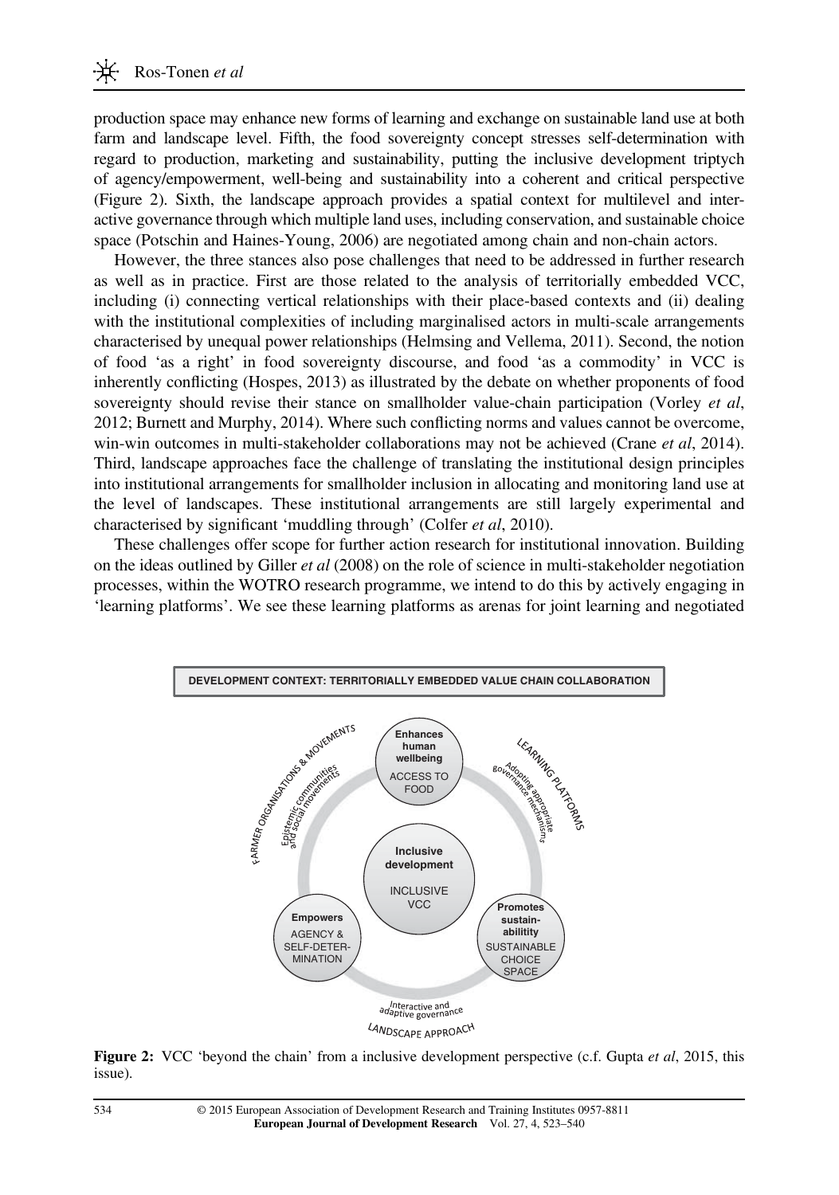production space may enhance new forms of learning and exchange on sustainable land use at both farm and landscape level. Fifth, the food sovereignty concept stresses self-determination with regard to production, marketing and sustainability, putting the inclusive development triptych of agency/empowerment, well-being and sustainability into a coherent and critical perspective (Figure 2). Sixth, the landscape approach provides a spatial context for multilevel and interactive governance through which multiple land uses, including conservation, and sustainable choice space (Potschin and Haines-Young, 2006) are negotiated among chain and non-chain actors.

However, the three stances also pose challenges that need to be addressed in further research as well as in practice. First are those related to the analysis of territorially embedded VCC, including (i) connecting vertical relationships with their place-based contexts and (ii) dealing with the institutional complexities of including marginalised actors in multi-scale arrangements characterised by unequal power relationships (Helmsing and Vellema, 2011). Second, the notion of food 'as a right' in food sovereignty discourse, and food 'as a commodity' in VCC is inherently conflicting (Hospes, 2013) as illustrated by the debate on whether proponents of food sovereignty should revise their stance on smallholder value-chain participation (Vorley *et al*, 2012; Burnett and Murphy, 2014). Where such conflicting norms and values cannot be overcome, win-win outcomes in multi-stakeholder collaborations may not be achieved (Crane *et al*, 2014). Third, landscape approaches face the challenge of translating the institutional design principles into institutional arrangements for smallholder inclusion in allocating and monitoring land use at the level of landscapes. These institutional arrangements are still largely experimental and characterised by significant 'muddling through' (Colfer *et al*, 2010).

These challenges offer scope for further action research for institutional innovation. Building on the ideas outlined by Giller *et al* (2008) on the role of science in multi-stakeholder negotiation processes, within the WOTRO research programme, we intend to do this by actively engaging in 'learning platforms'. We see these learning platforms as arenas for joint learning and negotiated

DEVELOPMENT CONTEXT: TERRITORIALLY EMBEDDED VALUE CHAIN COLLABORATION

FARMER ORGANISATIONS & MOVEMENTS — Epistemic communities and social movements

**Enhances human wellbeing** ACCESS TO FOOD

LEARNING PLATFORMS — Adopting appropriate governance mechanisms

**Inclusive development** INCLUSIVE VCC

**Empowers** AGENCY & SELF-DETERMINATION

**Promotes sustainability** SUSTAINABLE CHOICE SPACE

Interactive and adaptive governance — LANDSCAPE APPROACH

**Figure 2:** VCC 'beyond the chain' from a inclusive development perspective (c.f. Gupta *et al*, 2015, this issue).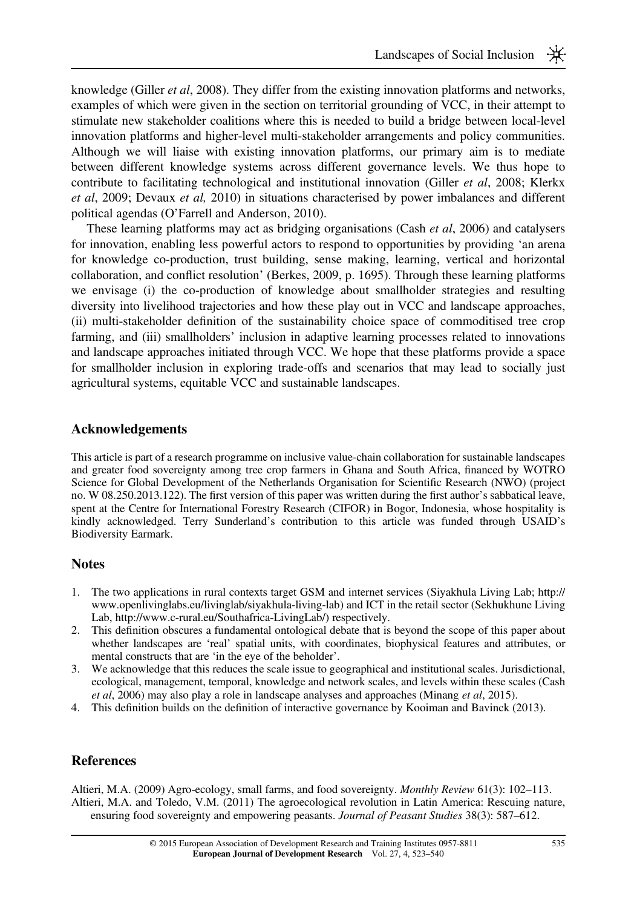knowledge (Giller *et al*, 2008). They differ from the existing innovation platforms and networks, examples of which were given in the section on territorial grounding of VCC, in their attempt to stimulate new stakeholder coalitions where this is needed to build a bridge between local-level innovation platforms and higher-level multi-stakeholder arrangements and policy communities. Although we will liaise with existing innovation platforms, our primary aim is to mediate between different knowledge systems across different governance levels. We thus hope to contribute to facilitating technological and institutional innovation (Giller *et al*, 2008; Klerkx *et al*, 2009; Devaux *et al,* 2010) in situations characterised by power imbalances and different political agendas (O'Farrell and Anderson, 2010).

These learning platforms may act as bridging organisations (Cash *et al*, 2006) and catalysers for innovation, enabling less powerful actors to respond to opportunities by providing 'an arena for knowledge co-production, trust building, sense making, learning, vertical and horizontal collaboration, and conflict resolution' (Berkes, 2009, p. 1695). Through these learning platforms we envisage (i) the co-production of knowledge about smallholder strategies and resulting diversity into livelihood trajectories and how these play out in VCC and landscape approaches, (ii) multi-stakeholder definition of the sustainability choice space of commoditised tree crop farming, and (iii) smallholders' inclusion in adaptive learning processes related to innovations and landscape approaches initiated through VCC. We hope that these platforms provide a space for smallholder inclusion in exploring trade-offs and scenarios that may lead to socially just agricultural systems, equitable VCC and sustainable landscapes.

## Acknowledgements

This article is part of a research programme on inclusive value-chain collaboration for sustainable landscapes and greater food sovereignty among tree crop farmers in Ghana and South Africa, financed by WOTRO Science for Global Development of the Netherlands Organisation for Scientific Research (NWO) (project no. W 08.250.2013.122). The first version of this paper was written during the first author's sabbatical leave, spent at the Centre for International Forestry Research (CIFOR) in Bogor, Indonesia, whose hospitality is kindly acknowledged. Terry Sunderland's contribution to this article was funded through USAID's Biodiversity Earmark.

## Notes

1. The two applications in rural contexts target GSM and internet services (Siyakhula Living Lab; http://www.openlivinglabs.eu/livinglab/siyakhula-living-lab) and ICT in the retail sector (Sekhukhune Living Lab, http://www.c-rural.eu/Southafrica-LivingLab/) respectively.
2. This definition obscures a fundamental ontological debate that is beyond the scope of this paper about whether landscapes are 'real' spatial units, with coordinates, biophysical features and attributes, or mental constructs that are 'in the eye of the beholder'.
3. We acknowledge that this reduces the scale issue to geographical and institutional scales. Jurisdictional, ecological, management, temporal, knowledge and network scales, and levels within these scales (Cash *et al*, 2006) may also play a role in landscape analyses and approaches (Minang *et al*, 2015).
4. This definition builds on the definition of interactive governance by Kooiman and Bavinck (2013).

## References

Altieri, M.A. (2009) Agro-ecology, small farms, and food sovereignty. *Monthly Review* 61(3): 102–113.

Altieri, M.A. and Toledo, V.M. (2011) The agroecological revolution in Latin America: Rescuing nature, ensuring food sovereignty and empowering peasants. *Journal of Peasant Studies* 38(3): 587–612.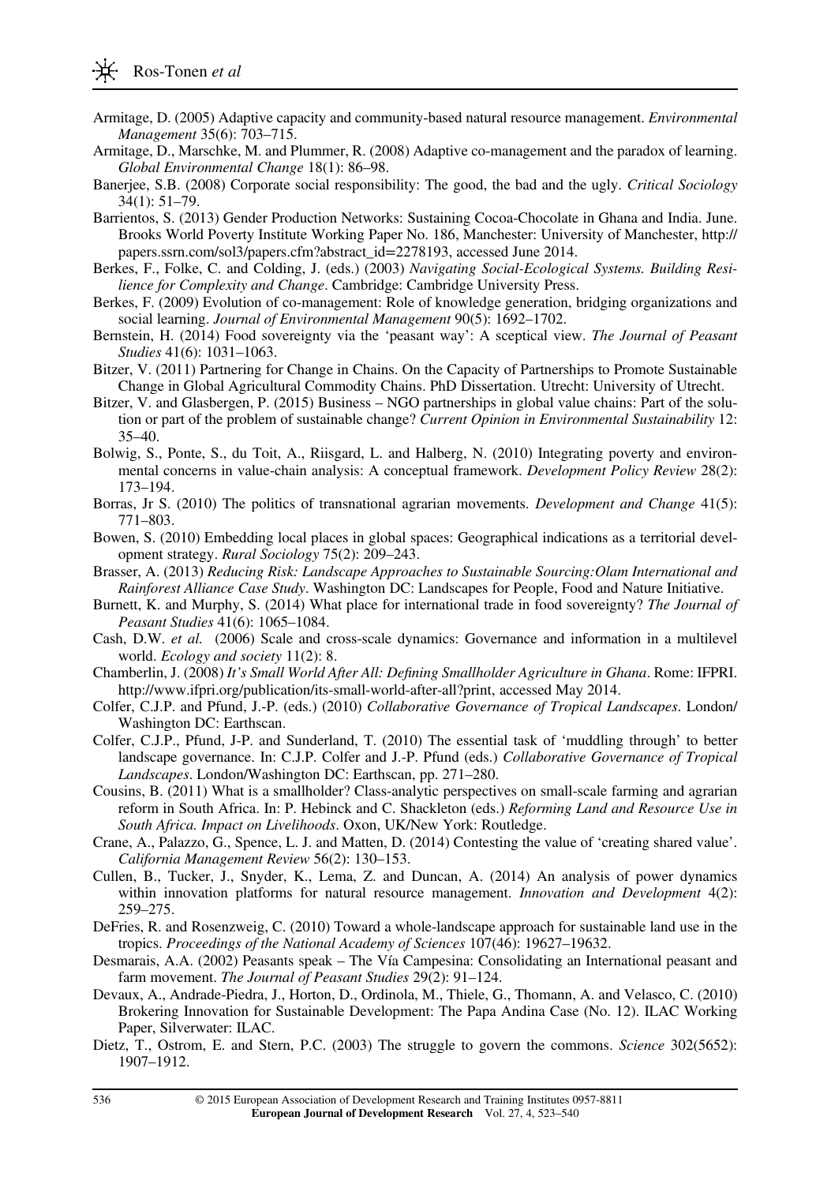Armitage, D. (2005) Adaptive capacity and community-based natural resource management. *Environmental Management* 35(6): 703–715.

Armitage, D., Marschke, M. and Plummer, R. (2008) Adaptive co-management and the paradox of learning. *Global Environmental Change* 18(1): 86–98.

Banerjee, S.B. (2008) Corporate social responsibility: The good, the bad and the ugly. *Critical Sociology* 34(1): 51–79.

Barrientos, S. (2013) Gender Production Networks: Sustaining Cocoa-Chocolate in Ghana and India. June. Brooks World Poverty Institute Working Paper No. 186, Manchester: University of Manchester, http://papers.ssrn.com/sol3/papers.cfm?abstract_id=2278193, accessed June 2014.

Berkes, F., Folke, C. and Colding, J. (eds.) (2003) *Navigating Social-Ecological Systems. Building Resilience for Complexity and Change*. Cambridge: Cambridge University Press.

Berkes, F. (2009) Evolution of co-management: Role of knowledge generation, bridging organizations and social learning. *Journal of Environmental Management* 90(5): 1692–1702.

Bernstein, H. (2014) Food sovereignty via the 'peasant way': A sceptical view. *The Journal of Peasant Studies* 41(6): 1031–1063.

Bitzer, V. (2011) Partnering for Change in Chains. On the Capacity of Partnerships to Promote Sustainable Change in Global Agricultural Commodity Chains. PhD Dissertation. Utrecht: University of Utrecht.

Bitzer, V. and Glasbergen, P. (2015) Business – NGO partnerships in global value chains: Part of the solution or part of the problem of sustainable change? *Current Opinion in Environmental Sustainability* 12: 35–40.

Bolwig, S., Ponte, S., du Toit, A., Riisgard, L. and Halberg, N. (2010) Integrating poverty and environmental concerns in value-chain analysis: A conceptual framework. *Development Policy Review* 28(2): 173–194.

Borras, Jr S. (2010) The politics of transnational agrarian movements. *Development and Change* 41(5): 771–803.

Bowen, S. (2010) Embedding local places in global spaces: Geographical indications as a territorial development strategy. *Rural Sociology* 75(2): 209–243.

Brasser, A. (2013) *Reducing Risk: Landscape Approaches to Sustainable Sourcing:Olam International and Rainforest Alliance Case Study*. Washington DC: Landscapes for People, Food and Nature Initiative.

Burnett, K. and Murphy, S. (2014) What place for international trade in food sovereignty? *The Journal of Peasant Studies* 41(6): 1065–1084.

Cash, D.W. *et al.* (2006) Scale and cross-scale dynamics: Governance and information in a multilevel world. *Ecology and society* 11(2): 8.

Chamberlin, J. (2008) *It's Small World After All: Defining Smallholder Agriculture in Ghana*. Rome: IFPRI. http://www.ifpri.org/publication/its-small-world-after-all?print, accessed May 2014.

Colfer, C.J.P. and Pfund, J.-P. (eds.) (2010) *Collaborative Governance of Tropical Landscapes*. London/Washington DC: Earthscan.

Colfer, C.J.P., Pfund, J-P. and Sunderland, T. (2010) The essential task of 'muddling through' to better landscape governance. In: C.J.P. Colfer and J.-P. Pfund (eds.) *Collaborative Governance of Tropical Landscapes*. London/Washington DC: Earthscan, pp. 271–280.

Cousins, B. (2011) What is a smallholder? Class-analytic perspectives on small-scale farming and agrarian reform in South Africa. In: P. Hebinck and C. Shackleton (eds.) *Reforming Land and Resource Use in South Africa. Impact on Livelihoods*. Oxon, UK/New York: Routledge.

Crane, A., Palazzo, G., Spence, L. J. and Matten, D. (2014) Contesting the value of 'creating shared value'. *California Management Review* 56(2): 130–153.

Cullen, B., Tucker, J., Snyder, K., Lema, Z. and Duncan, A. (2014) An analysis of power dynamics within innovation platforms for natural resource management. *Innovation and Development* 4(2): 259–275.

DeFries, R. and Rosenzweig, C. (2010) Toward a whole-landscape approach for sustainable land use in the tropics. *Proceedings of the National Academy of Sciences* 107(46): 19627–19632.

Desmarais, A.A. (2002) Peasants speak – The Vía Campesina: Consolidating an International peasant and farm movement. *The Journal of Peasant Studies* 29(2): 91–124.

Devaux, A., Andrade-Piedra, J., Horton, D., Ordinola, M., Thiele, G., Thomann, A. and Velasco, C. (2010) Brokering Innovation for Sustainable Development: The Papa Andina Case (No. 12). ILAC Working Paper, Silverwater: ILAC.

Dietz, T., Ostrom, E. and Stern, P.C. (2003) The struggle to govern the commons. *Science* 302(5652): 1907–1912.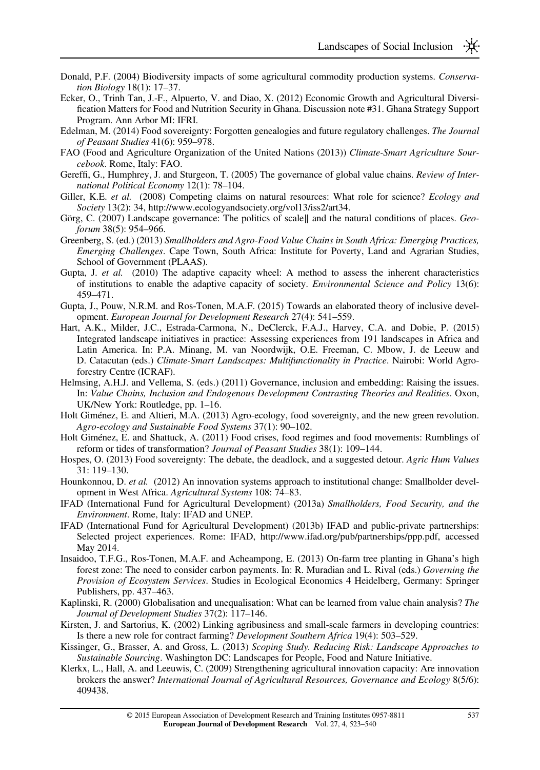Donald, P.F. (2004) Biodiversity impacts of some agricultural commodity production systems. *Conservation Biology* 18(1): 17–37.

Ecker, O., Trinh Tan, J.-F., Alpuerto, V. and Diao, X. (2012) Economic Growth and Agricultural Diversification Matters for Food and Nutrition Security in Ghana. Discussion note #31. Ghana Strategy Support Program. Ann Arbor MI: IFRI.

Edelman, M. (2014) Food sovereignty: Forgotten genealogies and future regulatory challenges. *The Journal of Peasant Studies* 41(6): 959–978.

FAO (Food and Agriculture Organization of the United Nations (2013)) *Climate-Smart Agriculture Sourcebook*. Rome, Italy: FAO.

Gereffi, G., Humphrey, J. and Sturgeon, T. (2005) The governance of global value chains. *Review of International Political Economy* 12(1): 78–104.

Giller, K.E. *et al.* (2008) Competing claims on natural resources: What role for science? *Ecology and Society* 13(2): 34, http://www.ecologyandsociety.org/vol13/iss2/art34.

Görg, C. (2007) Landscape governance: The politics of scale‖ and the natural conditions of places. *Geoforum* 38(5): 954–966.

Greenberg, S. (ed.) (2013) *Smallholders and Agro-Food Value Chains in South Africa: Emerging Practices, Emerging Challenges*. Cape Town, South Africa: Institute for Poverty, Land and Agrarian Studies, School of Government (PLAAS).

Gupta, J. *et al.* (2010) The adaptive capacity wheel: A method to assess the inherent characteristics of institutions to enable the adaptive capacity of society. *Environmental Science and Policy* 13(6): 459–471.

Gupta, J., Pouw, N.R.M. and Ros-Tonen, M.A.F. (2015) Towards an elaborated theory of inclusive development. *European Journal for Development Research* 27(4): 541–559.

Hart, A.K., Milder, J.C., Estrada-Carmona, N., DeClerck, F.A.J., Harvey, C.A. and Dobie, P. (2015) Integrated landscape initiatives in practice: Assessing experiences from 191 landscapes in Africa and Latin America. In: P.A. Minang, M. van Noordwijk, O.E. Freeman, C. Mbow, J. de Leeuw and D. Catacutan (eds.) *Climate-Smart Landscapes: Multifunctionality in Practice*. Nairobi: World Agroforestry Centre (ICRAF).

Helmsing, A.H.J. and Vellema, S. (eds.) (2011) Governance, inclusion and embedding: Raising the issues. In: *Value Chains, Inclusion and Endogenous Development Contrasting Theories and Realities*. Oxon, UK/New York: Routledge, pp. 1–16.

Holt Giménez, E. and Altieri, M.A. (2013) Agro-ecology, food sovereignty, and the new green revolution. *Agro-ecology and Sustainable Food Systems* 37(1): 90–102.

Holt Giménez, E. and Shattuck, A. (2011) Food crises, food regimes and food movements: Rumblings of reform or tides of transformation? *Journal of Peasant Studies* 38(1): 109–144.

Hospes, O. (2013) Food sovereignty: The debate, the deadlock, and a suggested detour. *Agric Hum Values* 31: 119–130.

Hounkonnou, D. *et al.* (2012) An innovation systems approach to institutional change: Smallholder development in West Africa. *Agricultural Systems* 108: 74–83.

IFAD (International Fund for Agricultural Development) (2013a) *Smallholders, Food Security, and the Environment*. Rome, Italy: IFAD and UNEP.

IFAD (International Fund for Agricultural Development) (2013b) IFAD and public-private partnerships: Selected project experiences. Rome: IFAD, http://www.ifad.org/pub/partnerships/ppp.pdf, accessed May 2014.

Insaidoo, T.F.G., Ros-Tonen, M.A.F. and Acheampong, E. (2013) On-farm tree planting in Ghana's high forest zone: The need to consider carbon payments. In: R. Muradian and L. Rival (eds.) *Governing the Provision of Ecosystem Services*. Studies in Ecological Economics 4 Heidelberg, Germany: Springer Publishers, pp. 437–463.

Kaplinski, R. (2000) Globalisation and unequalisation: What can be learned from value chain analysis? *The Journal of Development Studies* 37(2): 117–146.

Kirsten, J. and Sartorius, K. (2002) Linking agribusiness and small-scale farmers in developing countries: Is there a new role for contract farming? *Development Southern Africa* 19(4): 503–529.

Kissinger, G., Brasser, A. and Gross, L. (2013) *Scoping Study. Reducing Risk: Landscape Approaches to Sustainable Sourcing*. Washington DC: Landscapes for People, Food and Nature Initiative.

Klerkx, L., Hall, A. and Leeuwis, C. (2009) Strengthening agricultural innovation capacity: Are innovation brokers the answer? *International Journal of Agricultural Resources, Governance and Ecology* 8(5/6): 409438.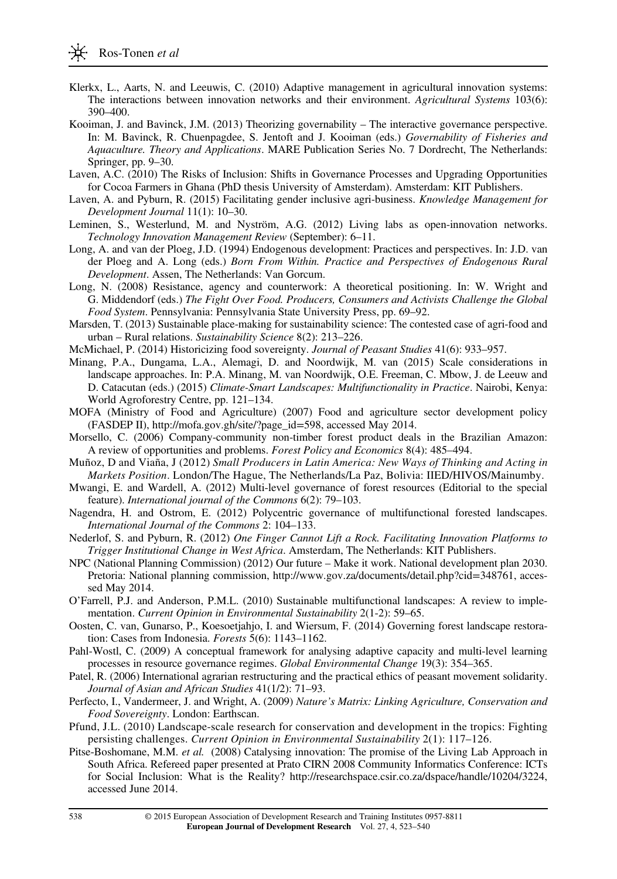Klerkx, L., Aarts, N. and Leeuwis, C. (2010) Adaptive management in agricultural innovation systems: The interactions between innovation networks and their environment. *Agricultural Systems* 103(6): 390–400.

Kooiman, J. and Bavinck, J.M. (2013) Theorizing governability – The interactive governance perspective. In: M. Bavinck, R. Chuenpagdee, S. Jentoft and J. Kooiman (eds.) *Governability of Fisheries and Aquaculture. Theory and Applications*. MARE Publication Series No. 7 Dordrecht, The Netherlands: Springer, pp. 9–30.

Laven, A.C. (2010) The Risks of Inclusion: Shifts in Governance Processes and Upgrading Opportunities for Cocoa Farmers in Ghana (PhD thesis University of Amsterdam). Amsterdam: KIT Publishers.

Laven, A. and Pyburn, R. (2015) Facilitating gender inclusive agri-business. *Knowledge Management for Development Journal* 11(1): 10–30.

Leminen, S., Westerlund, M. and Nyström, A.G. (2012) Living labs as open-innovation networks. *Technology Innovation Management Review* (September): 6–11.

Long, A. and van der Ploeg, J.D. (1994) Endogenous development: Practices and perspectives. In: J.D. van der Ploeg and A. Long (eds.) *Born From Within. Practice and Perspectives of Endogenous Rural Development*. Assen, The Netherlands: Van Gorcum.

Long, N. (2008) Resistance, agency and counterwork: A theoretical positioning. In: W. Wright and G. Middendorf (eds.) *The Fight Over Food. Producers, Consumers and Activists Challenge the Global Food System*. Pennsylvania: Pennsylvania State University Press, pp. 69–92.

Marsden, T. (2013) Sustainable place-making for sustainability science: The contested case of agri-food and urban – Rural relations. *Sustainability Science* 8(2): 213–226.

McMichael, P. (2014) Historicizing food sovereignty. *Journal of Peasant Studies* 41(6): 933–957.

Minang, P.A., Dungama, L.A., Alemagi, D. and Noordwijk, M. van (2015) Scale considerations in landscape approaches. In: P.A. Minang, M. van Noordwijk, O.E. Freeman, C. Mbow, J. de Leeuw and D. Catacutan (eds.) (2015) *Climate-Smart Landscapes: Multifunctionality in Practice*. Nairobi, Kenya: World Agroforestry Centre, pp. 121–134.

MOFA (Ministry of Food and Agriculture) (2007) Food and agriculture sector development policy (FASDEP II), http://mofa.gov.gh/site/?page_id=598, accessed May 2014.

Morsello, C. (2006) Company-community non-timber forest product deals in the Brazilian Amazon: A review of opportunities and problems. *Forest Policy and Economics* 8(4): 485–494.

Muñoz, D and Viaña, J (2012) *Small Producers in Latin America: New Ways of Thinking and Acting in Markets Position*. London/The Hague, The Netherlands/La Paz, Bolivia: IIED/HIVOS/Mainumby.

Mwangi, E. and Wardell, A. (2012) Multi-level governance of forest resources (Editorial to the special feature). *International journal of the Commons* 6(2): 79–103.

Nagendra, H. and Ostrom, E. (2012) Polycentric governance of multifunctional forested landscapes. *International Journal of the Commons* 2: 104–133.

Nederlof, S. and Pyburn, R. (2012) *One Finger Cannot Lift a Rock. Facilitating Innovation Platforms to Trigger Institutional Change in West Africa*. Amsterdam, The Netherlands: KIT Publishers.

NPC (National Planning Commission) (2012) Our future – Make it work. National development plan 2030. Pretoria: National planning commission, http://www.gov.za/documents/detail.php?cid=348761, accessed May 2014.

O'Farrell, P.J. and Anderson, P.M.L. (2010) Sustainable multifunctional landscapes: A review to implementation. *Current Opinion in Environmental Sustainability* 2(1-2): 59–65.

Oosten, C. van, Gunarso, P., Koesoetjahjo, I. and Wiersum, F. (2014) Governing forest landscape restoration: Cases from Indonesia. *Forests* 5(6): 1143–1162.

Pahl-Wostl, C. (2009) A conceptual framework for analysing adaptive capacity and multi-level learning processes in resource governance regimes. *Global Environmental Change* 19(3): 354–365.

Patel, R. (2006) International agrarian restructuring and the practical ethics of peasant movement solidarity. *Journal of Asian and African Studies* 41(1/2): 71–93.

Perfecto, I., Vandermeer, J. and Wright, A. (2009) *Nature's Matrix: Linking Agriculture, Conservation and Food Sovereignty*. London: Earthscan.

Pfund, J.L. (2010) Landscape-scale research for conservation and development in the tropics: Fighting persisting challenges. *Current Opinion in Environmental Sustainability* 2(1): 117–126.

Pitse-Boshomane, M.M. *et al.* (2008) Catalysing innovation: The promise of the Living Lab Approach in South Africa. Refereed paper presented at Prato CIRN 2008 Community Informatics Conference: ICTs for Social Inclusion: What is the Reality? http://researchspace.csir.co.za/dspace/handle/10204/3224, accessed June 2014.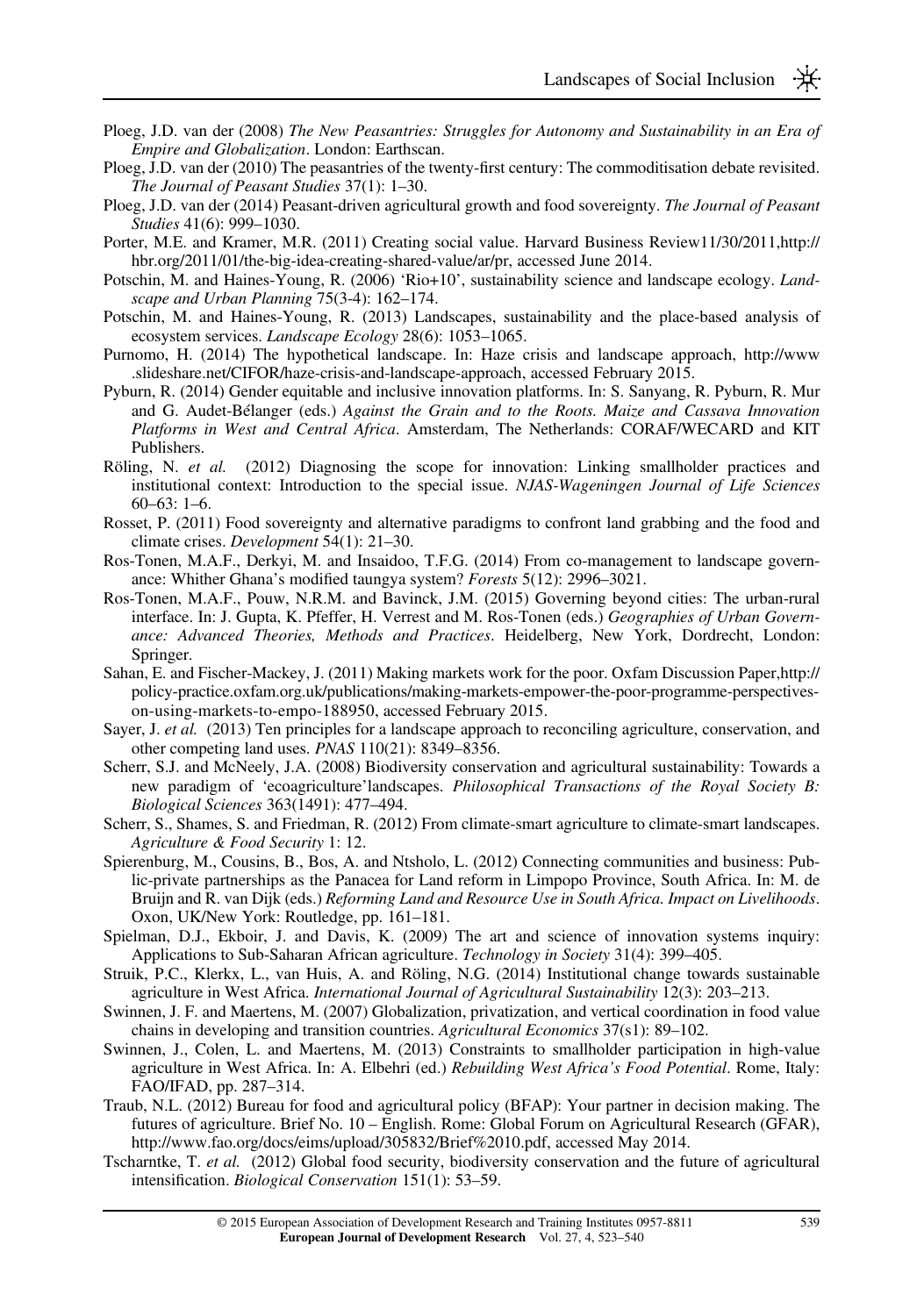Ploeg, J.D. van der (2008) *The New Peasantries: Struggles for Autonomy and Sustainability in an Era of Empire and Globalization*. London: Earthscan.

Ploeg, J.D. van der (2010) The peasantries of the twenty-first century: The commoditisation debate revisited. *The Journal of Peasant Studies* 37(1): 1–30.

Ploeg, J.D. van der (2014) Peasant-driven agricultural growth and food sovereignty. *The Journal of Peasant Studies* 41(6): 999–1030.

Porter, M.E. and Kramer, M.R. (2011) Creating social value. Harvard Business Review11/30/2011,http://hbr.org/2011/01/the-big-idea-creating-shared-value/ar/pr, accessed June 2014.

Potschin, M. and Haines-Young, R. (2006) 'Rio+10', sustainability science and landscape ecology. *Landscape and Urban Planning* 75(3-4): 162–174.

Potschin, M. and Haines-Young, R. (2013) Landscapes, sustainability and the place-based analysis of ecosystem services. *Landscape Ecology* 28(6): 1053–1065.

Purnomo, H. (2014) The hypothetical landscape. In: Haze crisis and landscape approach, http://www.slideshare.net/CIFOR/haze-crisis-and-landscape-approach, accessed February 2015.

Pyburn, R. (2014) Gender equitable and inclusive innovation platforms. In: S. Sanyang, R. Pyburn, R. Mur and G. Audet-Bélanger (eds.) *Against the Grain and to the Roots. Maize and Cassava Innovation Platforms in West and Central Africa*. Amsterdam, The Netherlands: CORAF/WECARD and KIT Publishers.

Röling, N. *et al.* (2012) Diagnosing the scope for innovation: Linking smallholder practices and institutional context: Introduction to the special issue. *NJAS-Wageningen Journal of Life Sciences* 60–63: 1–6.

Rosset, P. (2011) Food sovereignty and alternative paradigms to confront land grabbing and the food and climate crises. *Development* 54(1): 21–30.

Ros-Tonen, M.A.F., Derkyi, M. and Insaidoo, T.F.G. (2014) From co-management to landscape governance: Whither Ghana's modified taungya system? *Forests* 5(12): 2996–3021.

Ros-Tonen, M.A.F., Pouw, N.R.M. and Bavinck, J.M. (2015) Governing beyond cities: The urban-rural interface. In: J. Gupta, K. Pfeffer, H. Verrest and M. Ros-Tonen (eds.) *Geographies of Urban Governance: Advanced Theories, Methods and Practices*. Heidelberg, New York, Dordrecht, London: Springer.

Sahan, E. and Fischer-Mackey, J. (2011) Making markets work for the poor. Oxfam Discussion Paper,http://policy-practice.oxfam.org.uk/publications/making-markets-empower-the-poor-programme-perspectives-on-using-markets-to-empo-188950, accessed February 2015.

Sayer, J. *et al.* (2013) Ten principles for a landscape approach to reconciling agriculture, conservation, and other competing land uses. *PNAS* 110(21): 8349–8356.

Scherr, S.J. and McNeely, J.A. (2008) Biodiversity conservation and agricultural sustainability: Towards a new paradigm of 'ecoagriculture'landscapes. *Philosophical Transactions of the Royal Society B: Biological Sciences* 363(1491): 477–494.

Scherr, S., Shames, S. and Friedman, R. (2012) From climate-smart agriculture to climate-smart landscapes. *Agriculture & Food Security* 1: 12.

Spierenburg, M., Cousins, B., Bos, A. and Ntsholo, L. (2012) Connecting communities and business: Public-private partnerships as the Panacea for Land reform in Limpopo Province, South Africa. In: M. de Bruijn and R. van Dijk (eds.) *Reforming Land and Resource Use in South Africa. Impact on Livelihoods*. Oxon, UK/New York: Routledge, pp. 161–181.

Spielman, D.J., Ekboir, J. and Davis, K. (2009) The art and science of innovation systems inquiry: Applications to Sub-Saharan African agriculture. *Technology in Society* 31(4): 399–405.

Struik, P.C., Klerkx, L., van Huis, A. and Röling, N.G. (2014) Institutional change towards sustainable agriculture in West Africa. *International Journal of Agricultural Sustainability* 12(3): 203–213.

Swinnen, J. F. and Maertens, M. (2007) Globalization, privatization, and vertical coordination in food value chains in developing and transition countries. *Agricultural Economics* 37(s1): 89–102.

Swinnen, J., Colen, L. and Maertens, M. (2013) Constraints to smallholder participation in high-value agriculture in West Africa. In: A. Elbehri (ed.) *Rebuilding West Africa's Food Potential*. Rome, Italy: FAO/IFAD, pp. 287–314.

Traub, N.L. (2012) Bureau for food and agricultural policy (BFAP): Your partner in decision making. The futures of agriculture. Brief No. 10 – English. Rome: Global Forum on Agricultural Research (GFAR), http://www.fao.org/docs/eims/upload/305832/Brief%2010.pdf, accessed May 2014.

Tscharntke, T. *et al.* (2012) Global food security, biodiversity conservation and the future of agricultural intensification. *Biological Conservation* 151(1): 53–59.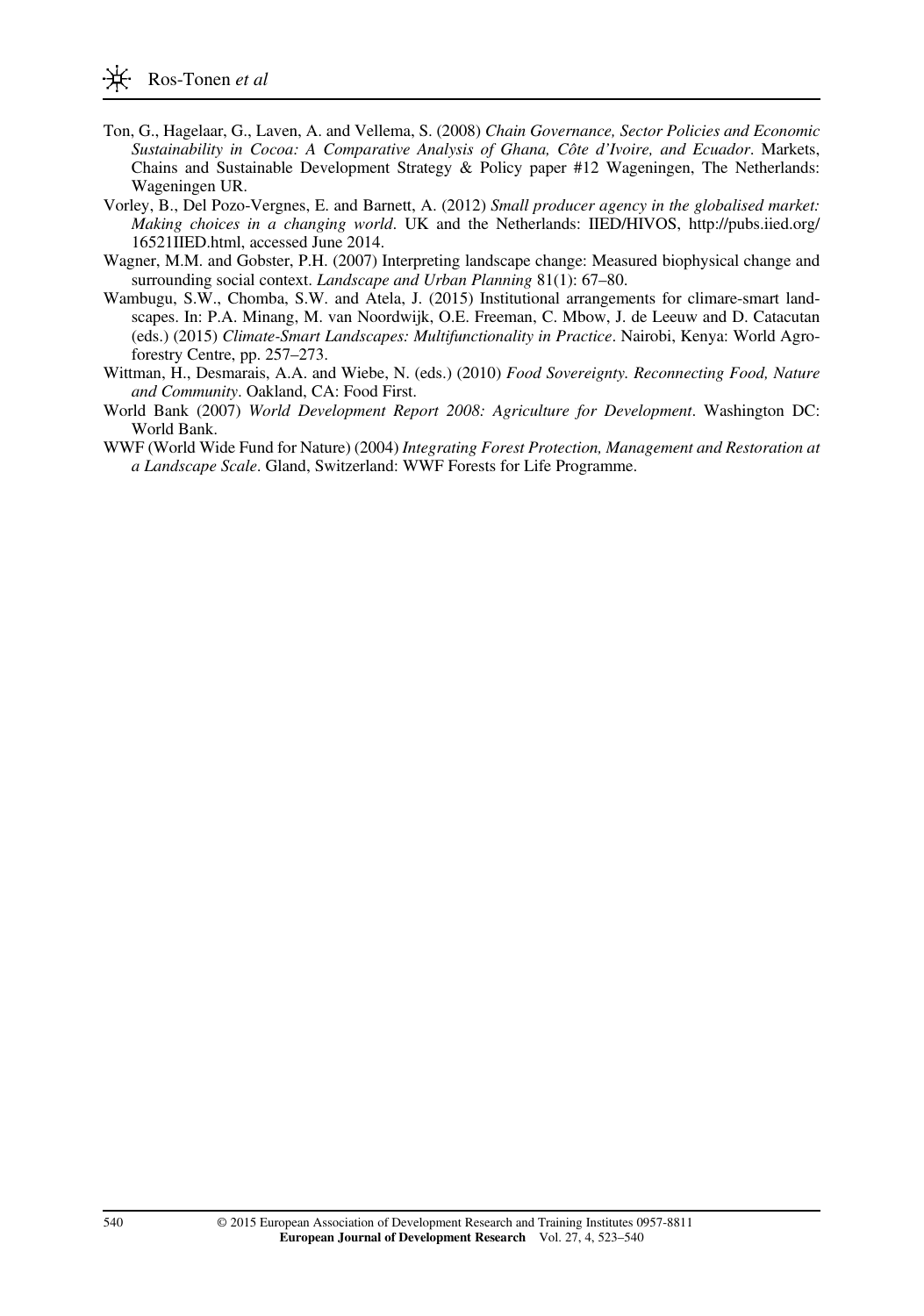Ton, G., Hagelaar, G., Laven, A. and Vellema, S. (2008) *Chain Governance, Sector Policies and Economic Sustainability in Cocoa: A Comparative Analysis of Ghana, Côte d'Ivoire, and Ecuador*. Markets, Chains and Sustainable Development Strategy & Policy paper #12 Wageningen, The Netherlands: Wageningen UR.

Vorley, B., Del Pozo-Vergnes, E. and Barnett, A. (2012) *Small producer agency in the globalised market: Making choices in a changing world*. UK and the Netherlands: IIED/HIVOS, http://pubs.iied.org/16521IIED.html, accessed June 2014.

Wagner, M.M. and Gobster, P.H. (2007) Interpreting landscape change: Measured biophysical change and surrounding social context. *Landscape and Urban Planning* 81(1): 67–80.

Wambugu, S.W., Chomba, S.W. and Atela, J. (2015) Institutional arrangements for climare-smart landscapes. In: P.A. Minang, M. van Noordwijk, O.E. Freeman, C. Mbow, J. de Leeuw and D. Catacutan (eds.) (2015) *Climate-Smart Landscapes: Multifunctionality in Practice*. Nairobi, Kenya: World Agroforestry Centre, pp. 257–273.

Wittman, H., Desmarais, A.A. and Wiebe, N. (eds.) (2010) *Food Sovereignty. Reconnecting Food, Nature and Community*. Oakland, CA: Food First.

World Bank (2007) *World Development Report 2008: Agriculture for Development*. Washington DC: World Bank.

WWF (World Wide Fund for Nature) (2004) *Integrating Forest Protection, Management and Restoration at a Landscape Scale*. Gland, Switzerland: WWF Forests for Life Programme.